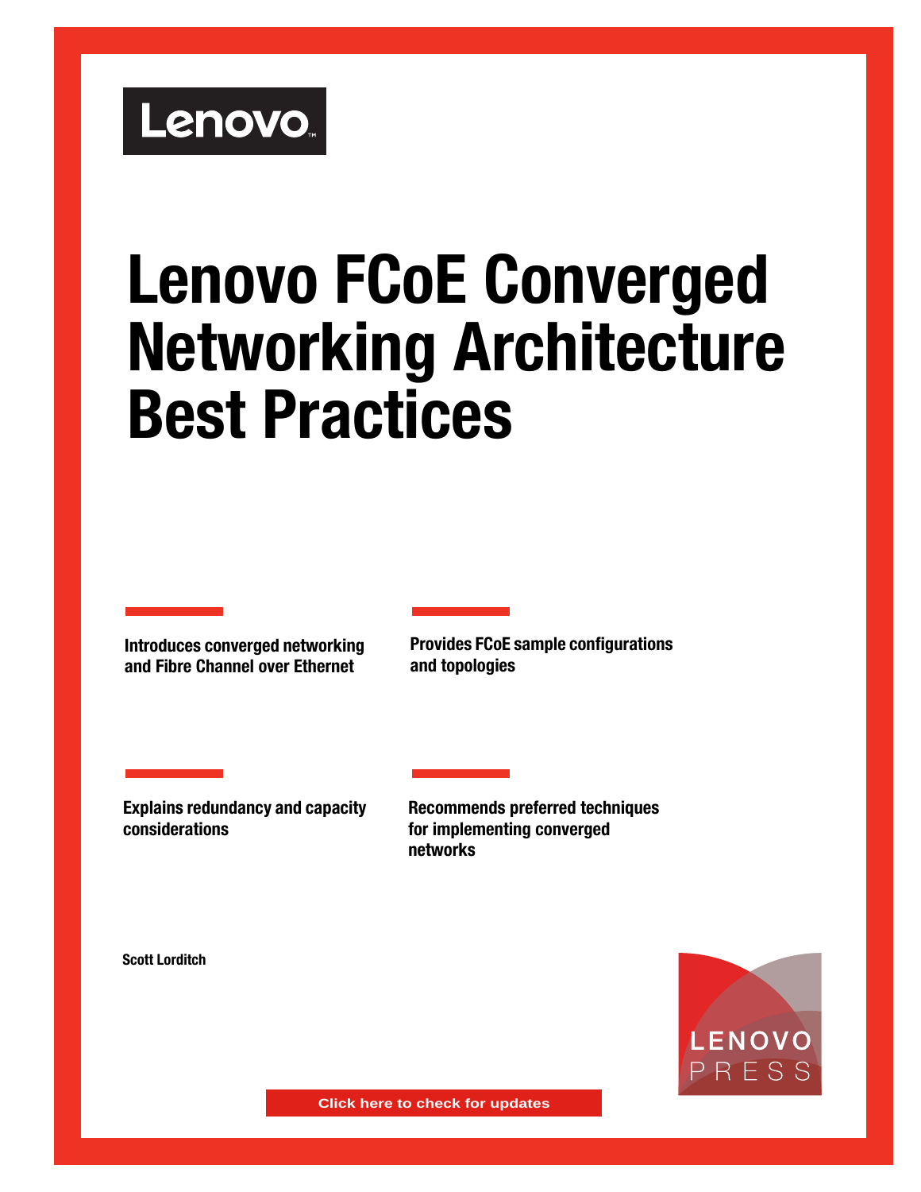Lenovo

# Lenovo FCoE Converged Networking Architecture Best Practices

**Introduces converged networking and Fibre Channel over Ethernet**

**Provides FCoE sample configurations and topologies**

**Explains redundancy and capacity considerations**

**Recommends preferred techniques for implementing converged networks**

**Scott Lorditch**

LENOVO PRESS

Click here to check for updates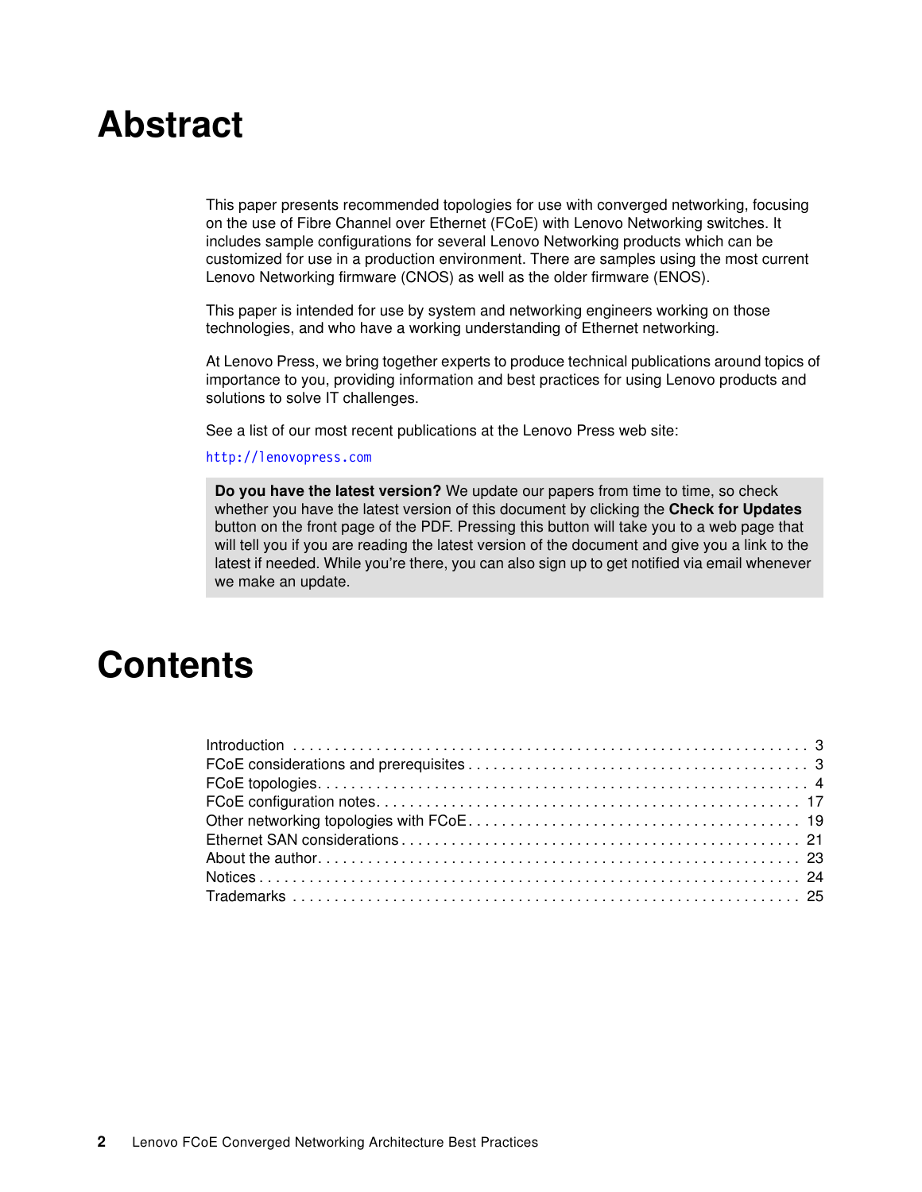# Abstract

This paper presents recommended topologies for use with converged networking, focusing on the use of Fibre Channel over Ethernet (FCoE) with Lenovo Networking switches. It includes sample configurations for several Lenovo Networking products which can be customized for use in a production environment. There are samples using the most current Lenovo Networking firmware (CNOS) as well as the older firmware (ENOS).

This paper is intended for use by system and networking engineers working on those technologies, and who have a working understanding of Ethernet networking.

At Lenovo Press, we bring together experts to produce technical publications around topics of importance to you, providing information and best practices for using Lenovo products and solutions to solve IT challenges.

See a list of our most recent publications at the Lenovo Press web site:

http://lenovopress.com

> **Do you have the latest version?** We update our papers from time to time, so check whether you have the latest version of this document by clicking the **Check for Updates** button on the front page of the PDF. Pressing this button will take you to a web page that will tell you if you are reading the latest version of the document and give you a link to the latest if needed. While you're there, you can also sign up to get notified via email whenever we make an update.

# Contents

Introduction . . . . . . . . . . . . . . . . . . . . . . . . . . . . . . . . . . . . . . . . . . . . . . . . . . . . . . . . . . . . . 3
FCoE considerations and prerequisites . . . . . . . . . . . . . . . . . . . . . . . . . . . . . . . . . . . . . . . . 3
FCoE topologies. . . . . . . . . . . . . . . . . . . . . . . . . . . . . . . . . . . . . . . . . . . . . . . . . . . . . . . . . . . . 4
FCoE configuration notes. . . . . . . . . . . . . . . . . . . . . . . . . . . . . . . . . . . . . . . . . . . . . . . . . . . 17
Other networking topologies with FCoE . . . . . . . . . . . . . . . . . . . . . . . . . . . . . . . . . . . . . . . 19
Ethernet SAN considerations . . . . . . . . . . . . . . . . . . . . . . . . . . . . . . . . . . . . . . . . . . . . . . . . 21
About the author. . . . . . . . . . . . . . . . . . . . . . . . . . . . . . . . . . . . . . . . . . . . . . . . . . . . . . . . . 23
Notices . . . . . . . . . . . . . . . . . . . . . . . . . . . . . . . . . . . . . . . . . . . . . . . . . . . . . . . . . . . . . . . . 24
Trademarks . . . . . . . . . . . . . . . . . . . . . . . . . . . . . . . . . . . . . . . . . . . . . . . . . . . . . . . . . . . . . 25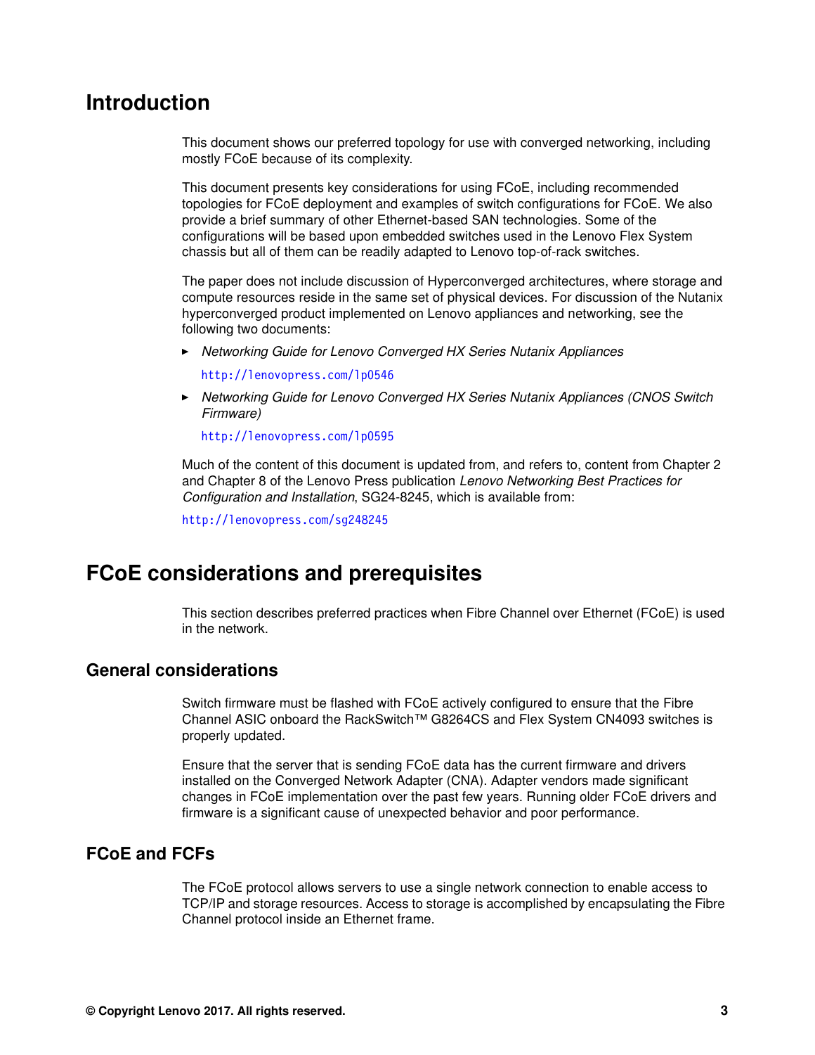# Introduction

This document shows our preferred topology for use with converged networking, including mostly FCoE because of its complexity.

This document presents key considerations for using FCoE, including recommended topologies for FCoE deployment and examples of switch configurations for FCoE. We also provide a brief summary of other Ethernet-based SAN technologies. Some of the configurations will be based upon embedded switches used in the Lenovo Flex System chassis but all of them can be readily adapted to Lenovo top-of-rack switches.

The paper does not include discussion of Hyperconverged architectures, where storage and compute resources reside in the same set of physical devices. For discussion of the Nutanix hyperconverged product implemented on Lenovo appliances and networking, see the following two documents:

- *Networking Guide for Lenovo Converged HX Series Nutanix Appliances*

  http://lenovopress.com/lp0546

- *Networking Guide for Lenovo Converged HX Series Nutanix Appliances (CNOS Switch Firmware)*

  http://lenovopress.com/lp0595

Much of the content of this document is updated from, and refers to, content from Chapter 2 and Chapter 8 of the Lenovo Press publication *Lenovo Networking Best Practices for Configuration and Installation*, SG24-8245, which is available from:

http://lenovopress.com/sg248245

# FCoE considerations and prerequisites

This section describes preferred practices when Fibre Channel over Ethernet (FCoE) is used in the network.

## General considerations

Switch firmware must be flashed with FCoE actively configured to ensure that the Fibre Channel ASIC onboard the RackSwitch™ G8264CS and Flex System CN4093 switches is properly updated.

Ensure that the server that is sending FCoE data has the current firmware and drivers installed on the Converged Network Adapter (CNA). Adapter vendors made significant changes in FCoE implementation over the past few years. Running older FCoE drivers and firmware is a significant cause of unexpected behavior and poor performance.

## FCoE and FCFs

The FCoE protocol allows servers to use a single network connection to enable access to TCP/IP and storage resources. Access to storage is accomplished by encapsulating the Fibre Channel protocol inside an Ethernet frame.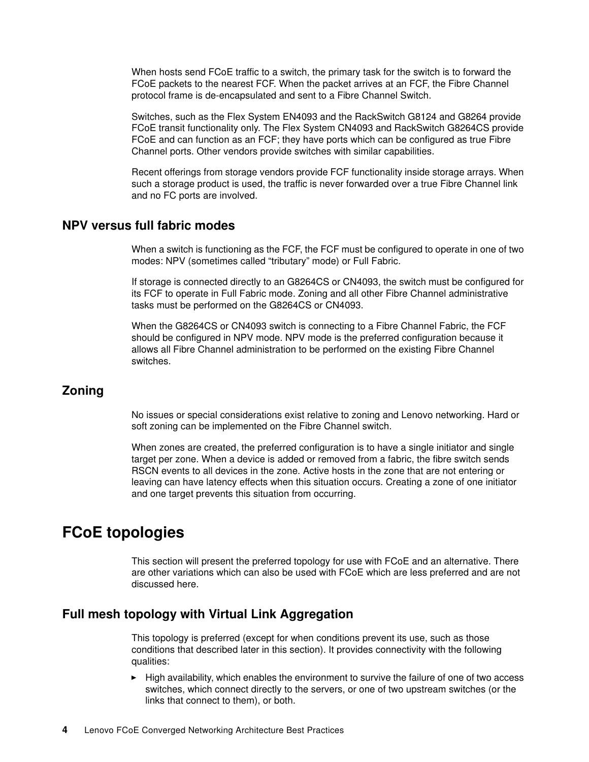When hosts send FCoE traffic to a switch, the primary task for the switch is to forward the FCoE packets to the nearest FCF. When the packet arrives at an FCF, the Fibre Channel protocol frame is de-encapsulated and sent to a Fibre Channel Switch.

Switches, such as the Flex System EN4093 and the RackSwitch G8124 and G8264 provide FCoE transit functionality only. The Flex System CN4093 and RackSwitch G8264CS provide FCoE and can function as an FCF; they have ports which can be configured as true Fibre Channel ports. Other vendors provide switches with similar capabilities.

Recent offerings from storage vendors provide FCF functionality inside storage arrays. When such a storage product is used, the traffic is never forwarded over a true Fibre Channel link and no FC ports are involved.

## NPV versus full fabric modes

When a switch is functioning as the FCF, the FCF must be configured to operate in one of two modes: NPV (sometimes called "tributary" mode) or Full Fabric.

If storage is connected directly to an G8264CS or CN4093, the switch must be configured for its FCF to operate in Full Fabric mode. Zoning and all other Fibre Channel administrative tasks must be performed on the G8264CS or CN4093.

When the G8264CS or CN4093 switch is connecting to a Fibre Channel Fabric, the FCF should be configured in NPV mode. NPV mode is the preferred configuration because it allows all Fibre Channel administration to be performed on the existing Fibre Channel switches.

## Zoning

No issues or special considerations exist relative to zoning and Lenovo networking. Hard or soft zoning can be implemented on the Fibre Channel switch.

When zones are created, the preferred configuration is to have a single initiator and single target per zone. When a device is added or removed from a fabric, the fibre switch sends RSCN events to all devices in the zone. Active hosts in the zone that are not entering or leaving can have latency effects when this situation occurs. Creating a zone of one initiator and one target prevents this situation from occurring.

# FCoE topologies

This section will present the preferred topology for use with FCoE and an alternative. There are other variations which can also be used with FCoE which are less preferred and are not discussed here.

## Full mesh topology with Virtual Link Aggregation

This topology is preferred (except for when conditions prevent its use, such as those conditions that described later in this section). It provides connectivity with the following qualities:

- High availability, which enables the environment to survive the failure of one of two access switches, which connect directly to the servers, or one of two upstream switches (or the links that connect to them), or both.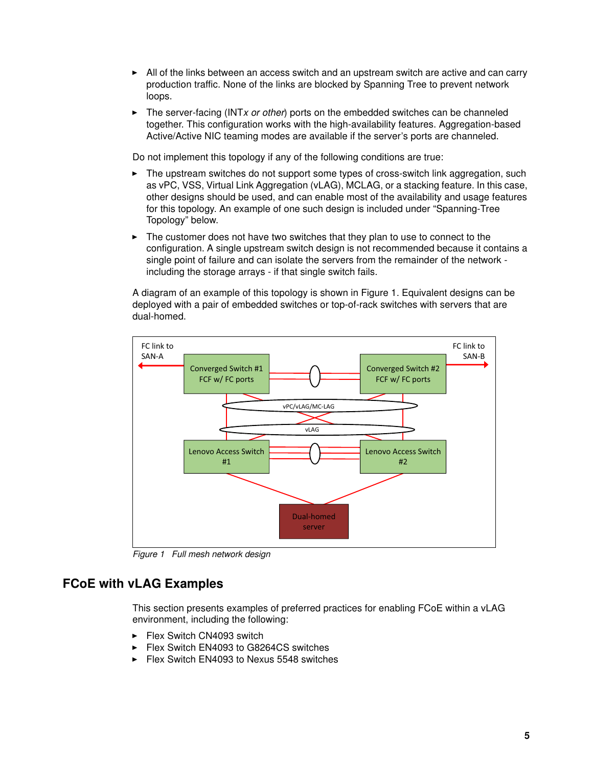- All of the links between an access switch and an upstream switch are active and can carry production traffic. None of the links are blocked by Spanning Tree to prevent network loops.
- The server-facing (INT*x or other*) ports on the embedded switches can be channeled together. This configuration works with the high-availability features. Aggregation-based Active/Active NIC teaming modes are available if the server's ports are channeled.

Do not implement this topology if any of the following conditions are true:

- The upstream switches do not support some types of cross-switch link aggregation, such as vPC, VSS, Virtual Link Aggregation (vLAG), MCLAG, or a stacking feature. In this case, other designs should be used, and can enable most of the availability and usage features for this topology. An example of one such design is included under "Spanning-Tree Topology" below.
- The customer does not have two switches that they plan to use to connect to the configuration. A single upstream switch design is not recommended because it contains a single point of failure and can isolate the servers from the remainder of the network - including the storage arrays - if that single switch fails.

A diagram of an example of this topology is shown in Figure 1. Equivalent designs can be deployed with a pair of embedded switches or top-of-rack switches with servers that are dual-homed.

*Figure 1 Full mesh network design*

## FCoE with vLAG Examples

This section presents examples of preferred practices for enabling FCoE within a vLAG environment, including the following:

- Flex Switch CN4093 switch
- Flex Switch EN4093 to G8264CS switches
- Flex Switch EN4093 to Nexus 5548 switches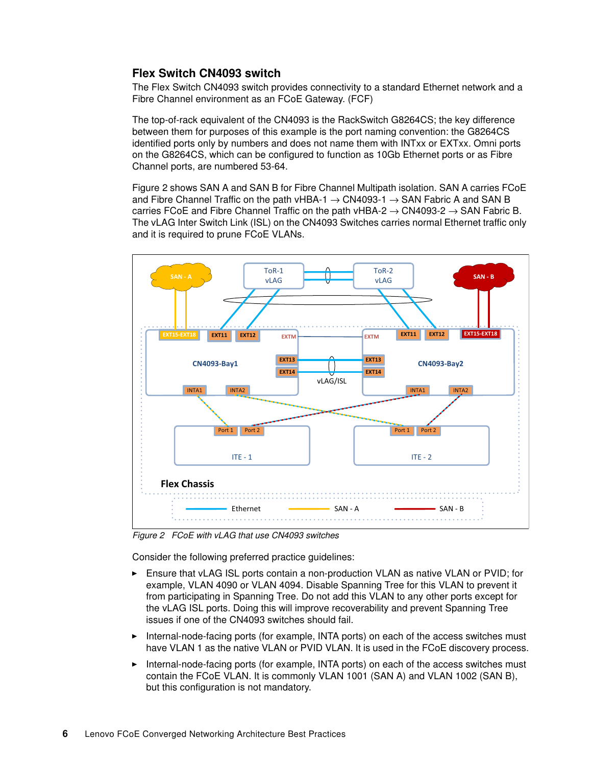### Flex Switch CN4093 switch

The Flex Switch CN4093 switch provides connectivity to a standard Ethernet network and a Fibre Channel environment as an FCoE Gateway. (FCF)

The top-of-rack equivalent of the CN4093 is the RackSwitch G8264CS; the key difference between them for purposes of this example is the port naming convention: the G8264CS identified ports only by numbers and does not name them with INTxx or EXTxx. Omni ports on the G8264CS, which can be configured to function as 10Gb Ethernet ports or as Fibre Channel ports, are numbered 53-64.

Figure 2 shows SAN A and SAN B for Fibre Channel Multipath isolation. SAN A carries FCoE and Fibre Channel Traffic on the path vHBA-1 → CN4093-1 → SAN Fabric A and SAN B carries FCoE and Fibre Channel Traffic on the path vHBA-2 → CN4093-2 → SAN Fabric B. The vLAG Inter Switch Link (ISL) on the CN4093 Switches carries normal Ethernet traffic only and it is required to prune FCoE VLANs.

*Figure 2 FCoE with vLAG that use CN4093 switches*

Consider the following preferred practice guidelines:

- Ensure that vLAG ISL ports contain a non-production VLAN as native VLAN or PVID; for example, VLAN 4090 or VLAN 4094. Disable Spanning Tree for this VLAN to prevent it from participating in Spanning Tree. Do not add this VLAN to any other ports except for the vLAG ISL ports. Doing this will improve recoverability and prevent Spanning Tree issues if one of the CN4093 switches should fail.
- Internal-node-facing ports (for example, INTA ports) on each of the access switches must have VLAN 1 as the native VLAN or PVID VLAN. It is used in the FCoE discovery process.
- Internal-node-facing ports (for example, INTA ports) on each of the access switches must contain the FCoE VLAN. It is commonly VLAN 1001 (SAN A) and VLAN 1002 (SAN B), but this configuration is not mandatory.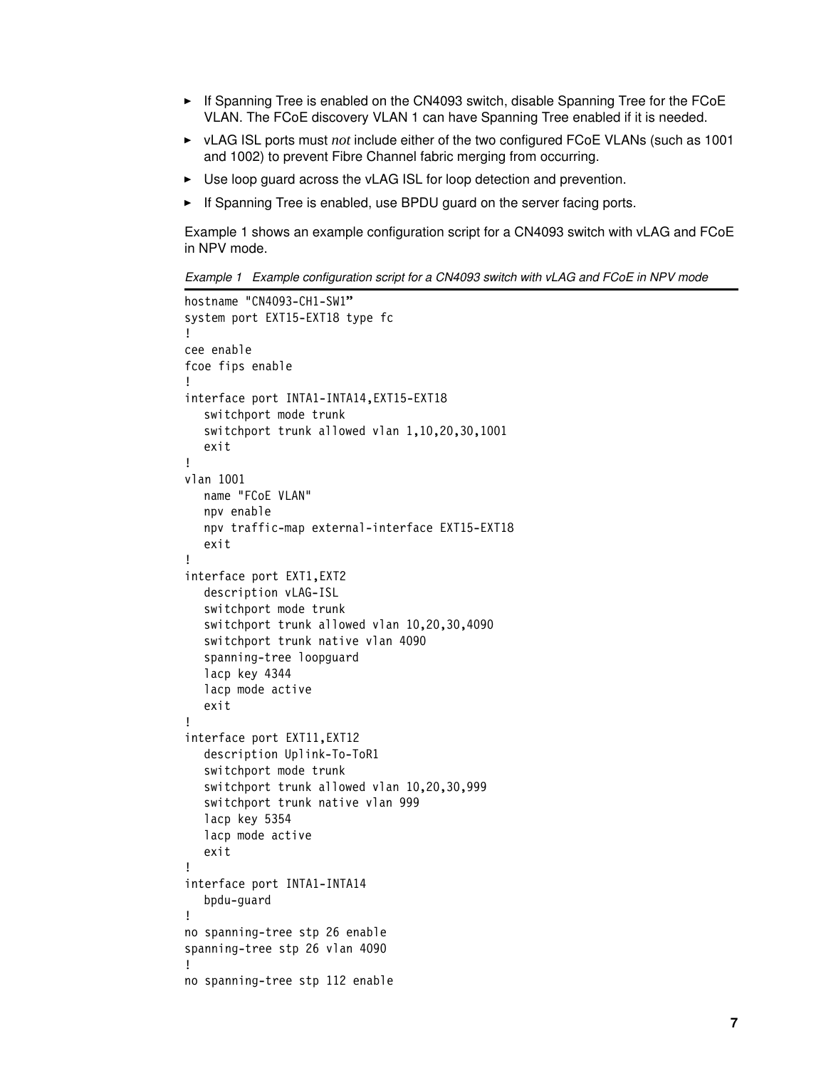- If Spanning Tree is enabled on the CN4093 switch, disable Spanning Tree for the FCoE VLAN. The FCoE discovery VLAN 1 can have Spanning Tree enabled if it is needed.
- vLAG ISL ports must *not* include either of the two configured FCoE VLANs (such as 1001 and 1002) to prevent Fibre Channel fabric merging from occurring.
- Use loop guard across the vLAG ISL for loop detection and prevention.
- If Spanning Tree is enabled, use BPDU guard on the server facing ports.

Example 1 shows an example configuration script for a CN4093 switch with vLAG and FCoE in NPV mode.

*Example 1 Example configuration script for a CN4093 switch with vLAG and FCoE in NPV mode*

```
hostname "CN4093-CH1-SW1"
system port EXT15-EXT18 type fc
!
cee enable
fcoe fips enable
!
interface port INTA1-INTA14,EXT15-EXT18
   switchport mode trunk
   switchport trunk allowed vlan 1,10,20,30,1001
   exit
!
vlan 1001
   name "FCoE VLAN"
   npv enable
   npv traffic-map external-interface EXT15-EXT18
   exit
!
interface port EXT1,EXT2
   description vLAG-ISL
   switchport mode trunk
   switchport trunk allowed vlan 10,20,30,4090
   switchport trunk native vlan 4090
   spanning-tree loopguard
   lacp key 4344
   lacp mode active
   exit
!
interface port EXT11,EXT12
   description Uplink-To-ToR1
   switchport mode trunk
   switchport trunk allowed vlan 10,20,30,999
   switchport trunk native vlan 999
   lacp key 5354
   lacp mode active
   exit
!
interface port INTA1-INTA14
   bpdu-guard
!
no spanning-tree stp 26 enable
spanning-tree stp 26 vlan 4090
!
no spanning-tree stp 112 enable
```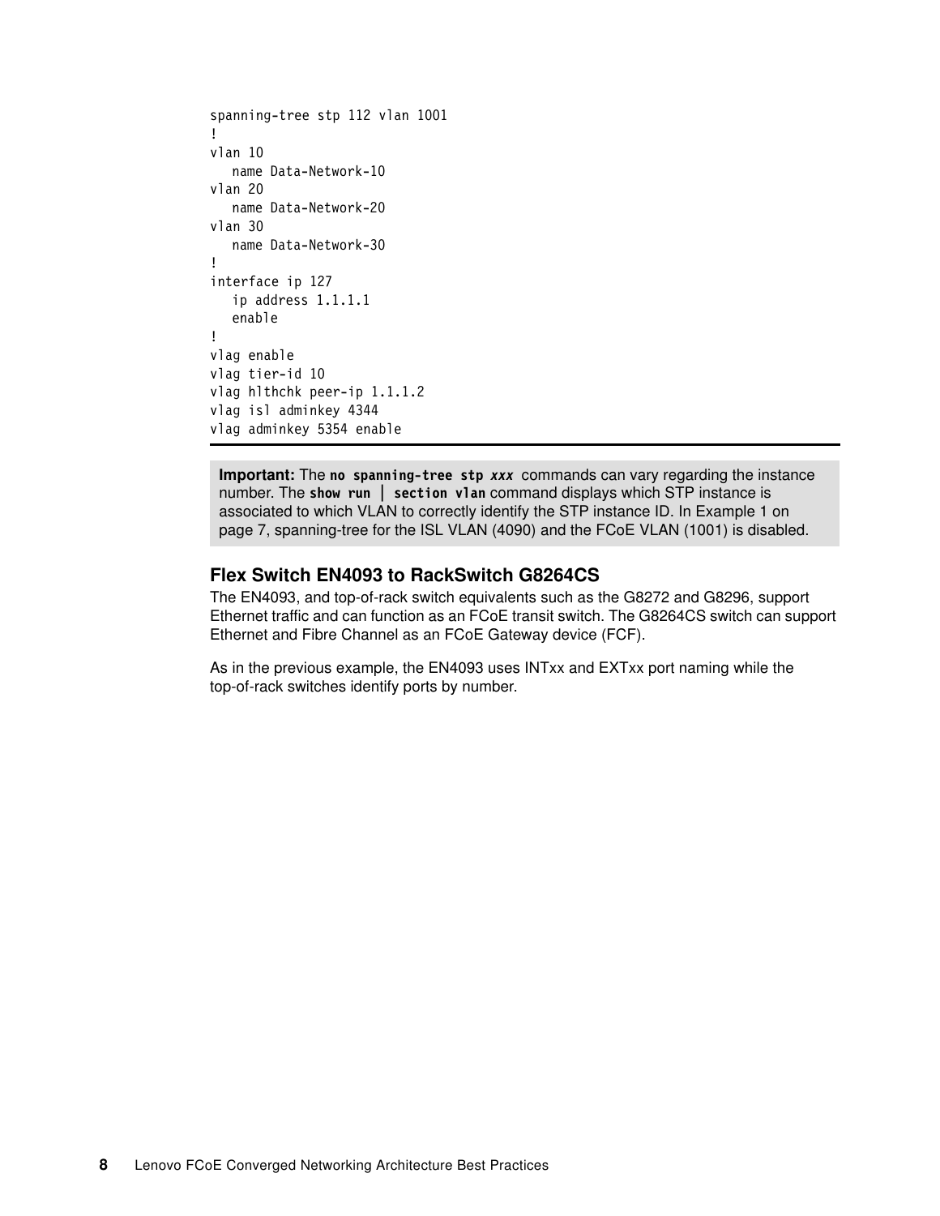```
spanning-tree stp 112 vlan 1001
!
vlan 10
   name Data-Network-10
vlan 20
   name Data-Network-20
vlan 30
   name Data-Network-30
!
interface ip 127
   ip address 1.1.1.1
   enable
!
vlag enable
vlag tier-id 10
vlag hlthchk peer-ip 1.1.1.2
vlag isl adminkey 4344
vlag adminkey 5354 enable
```

> **Important:** The `no spanning-tree stp xxx` commands can vary regarding the instance number. The `show run | section vlan` command displays which STP instance is associated to which VLAN to correctly identify the STP instance ID. In Example 1 on page 7, spanning-tree for the ISL VLAN (4090) and the FCoE VLAN (1001) is disabled.

### Flex Switch EN4093 to RackSwitch G8264CS

The EN4093, and top-of-rack switch equivalents such as the G8272 and G8296, support Ethernet traffic and can function as an FCoE transit switch. The G8264CS switch can support Ethernet and Fibre Channel as an FCoE Gateway device (FCF).

As in the previous example, the EN4093 uses INTxx and EXTxx port naming while the top-of-rack switches identify ports by number.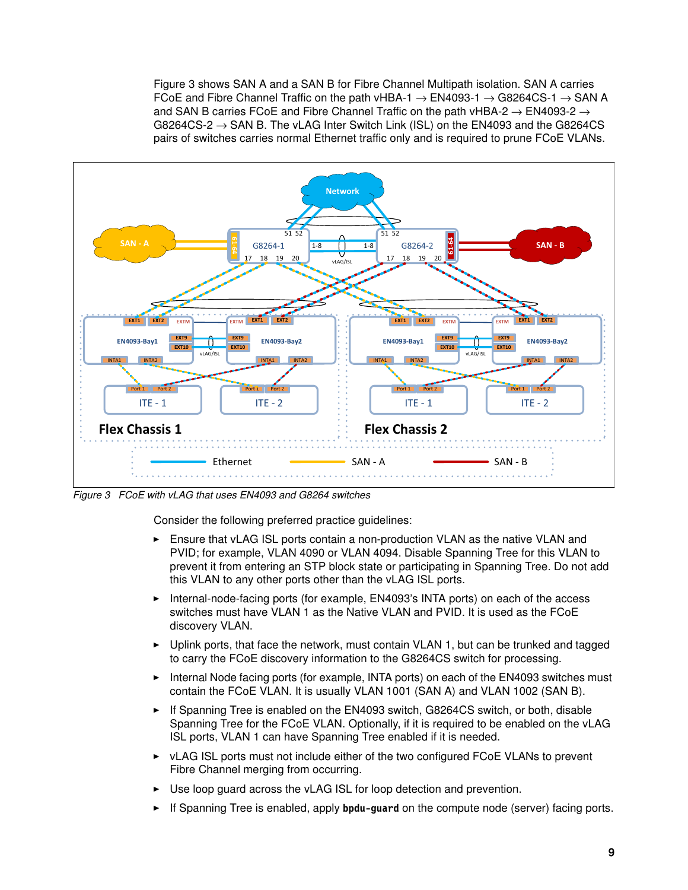Figure 3 shows SAN A and a SAN B for Fibre Channel Multipath isolation. SAN A carries FCoE and Fibre Channel Traffic on the path vHBA-1 → EN4093-1 → G8264CS-1 → SAN A and SAN B carries FCoE and Fibre Channel Traffic on the path vHBA-2 → EN4093-2 → G8264CS-2 → SAN B. The vLAG Inter Switch Link (ISL) on the EN4093 and the G8264CS pairs of switches carries normal Ethernet traffic only and is required to prune FCoE VLANs.

*Figure 3 FCoE with vLAG that uses EN4093 and G8264 switches*

Consider the following preferred practice guidelines:

- Ensure that vLAG ISL ports contain a non-production VLAN as the native VLAN and PVID; for example, VLAN 4090 or VLAN 4094. Disable Spanning Tree for this VLAN to prevent it from entering an STP block state or participating in Spanning Tree. Do not add this VLAN to any other ports other than the vLAG ISL ports.
- Internal-node-facing ports (for example, EN4093's INTA ports) on each of the access switches must have VLAN 1 as the Native VLAN and PVID. It is used as the FCoE discovery VLAN.
- Uplink ports, that face the network, must contain VLAN 1, but can be trunked and tagged to carry the FCoE discovery information to the G8264CS switch for processing.
- Internal Node facing ports (for example, INTA ports) on each of the EN4093 switches must contain the FCoE VLAN. It is usually VLAN 1001 (SAN A) and VLAN 1002 (SAN B).
- If Spanning Tree is enabled on the EN4093 switch, G8264CS switch, or both, disable Spanning Tree for the FCoE VLAN. Optionally, if it is required to be enabled on the vLAG ISL ports, VLAN 1 can have Spanning Tree enabled if it is needed.
- vLAG ISL ports must not include either of the two configured FCoE VLANs to prevent Fibre Channel merging from occurring.
- Use loop guard across the vLAG ISL for loop detection and prevention.
- If Spanning Tree is enabled, apply **bpdu-guard** on the compute node (server) facing ports.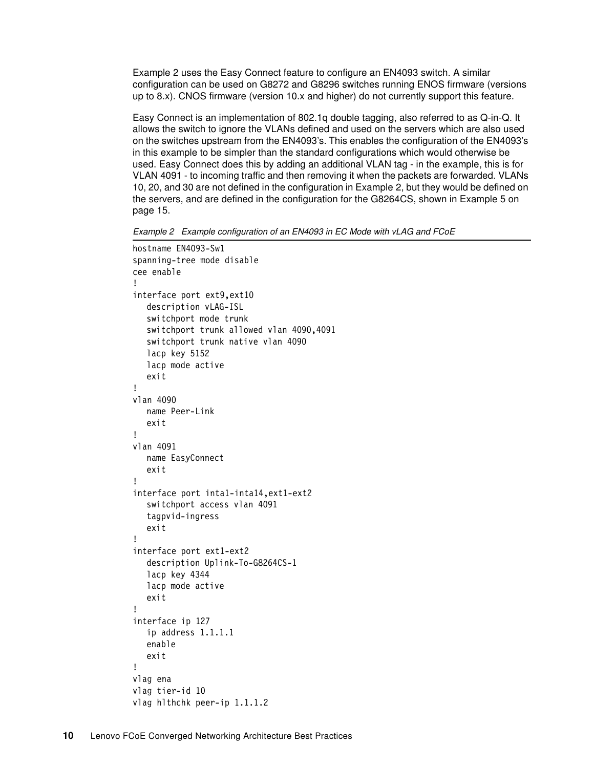Example 2 uses the Easy Connect feature to configure an EN4093 switch. A similar configuration can be used on G8272 and G8296 switches running ENOS firmware (versions up to 8.x). CNOS firmware (version 10.x and higher) do not currently support this feature.

Easy Connect is an implementation of 802.1q double tagging, also referred to as Q-in-Q. It allows the switch to ignore the VLANs defined and used on the servers which are also used on the switches upstream from the EN4093's. This enables the configuration of the EN4093's in this example to be simpler than the standard configurations which would otherwise be used. Easy Connect does this by adding an additional VLAN tag - in the example, this is for VLAN 4091 - to incoming traffic and then removing it when the packets are forwarded. VLANs 10, 20, and 30 are not defined in the configuration in Example 2, but they would be defined on the servers, and are defined in the configuration for the G8264CS, shown in Example 5 on page 15.

*Example 2 Example configuration of an EN4093 in EC Mode with vLAG and FCoE*

```
hostname EN4093-Sw1
spanning-tree mode disable
cee enable
!
interface port ext9,ext10
   description vLAG-ISL
   switchport mode trunk
   switchport trunk allowed vlan 4090,4091
   switchport trunk native vlan 4090
   lacp key 5152
   lacp mode active
   exit
!
vlan 4090
   name Peer-Link
   exit
!
vlan 4091
   name EasyConnect
   exit
!
interface port inta1-inta14,ext1-ext2
   switchport access vlan 4091
   tagpvid-ingress
   exit
!
interface port ext1-ext2
   description Uplink-To-G8264CS-1
   lacp key 4344
   lacp mode active
   exit
!
interface ip 127
   ip address 1.1.1.1
   enable
   exit
!
vlag ena
vlag tier-id 10
vlag hlthchk peer-ip 1.1.1.2
```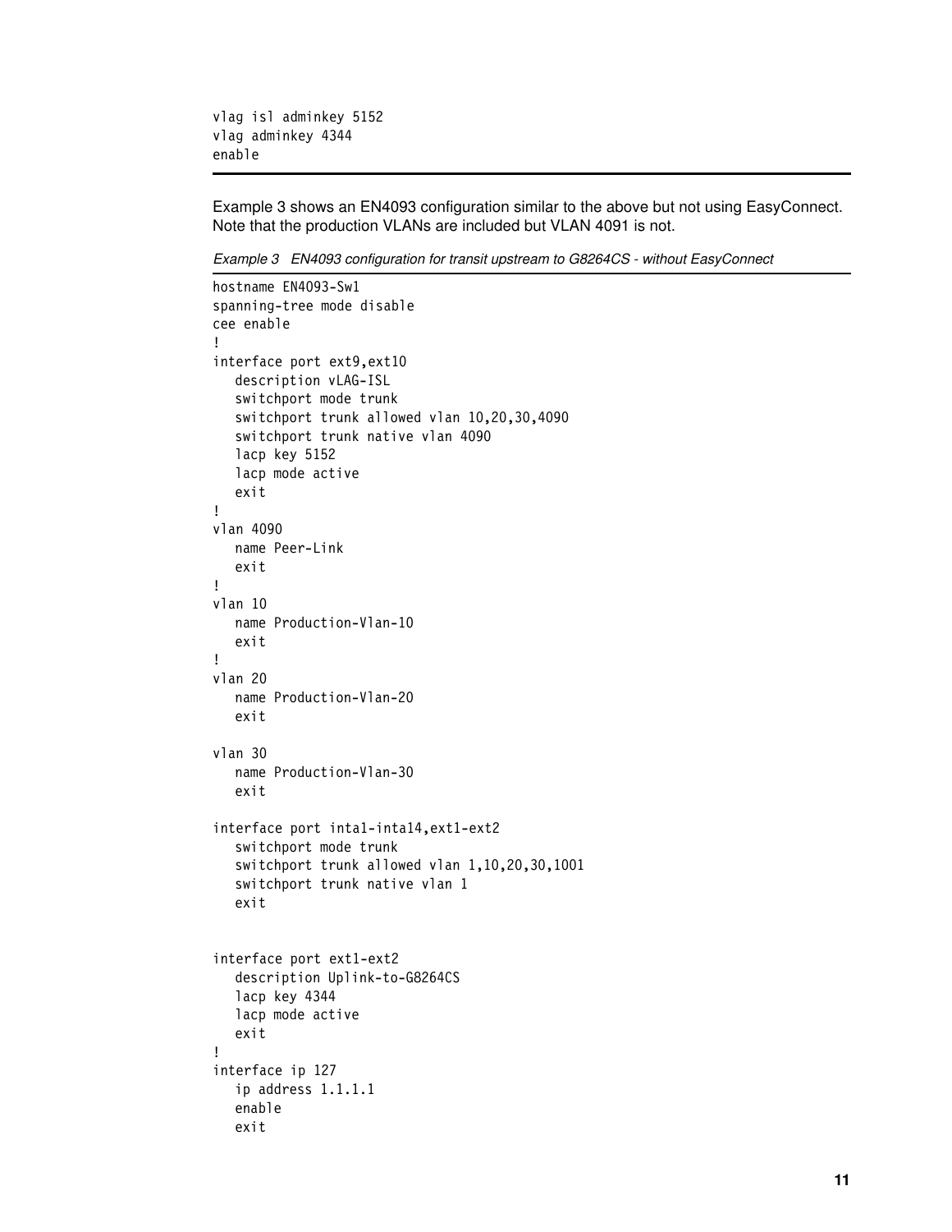```
vlag isl adminkey 5152
vlag adminkey 4344
enable
```

Example 3 shows an EN4093 configuration similar to the above but not using EasyConnect. Note that the production VLANs are included but VLAN 4091 is not.

*Example 3 EN4093 configuration for transit upstream to G8264CS - without EasyConnect*

```
hostname EN4093-Sw1
spanning-tree mode disable
cee enable
!
interface port ext9,ext10
   description vLAG-ISL
   switchport mode trunk
   switchport trunk allowed vlan 10,20,30,4090
   switchport trunk native vlan 4090
   lacp key 5152
   lacp mode active
   exit
!
vlan 4090
   name Peer-Link
   exit
!
vlan 10
   name Production-Vlan-10
   exit
!
vlan 20
   name Production-Vlan-20
   exit

vlan 30
   name Production-Vlan-30
   exit

interface port inta1-inta14,ext1-ext2
   switchport mode trunk
   switchport trunk allowed vlan 1,10,20,30,1001
   switchport trunk native vlan 1
   exit


interface port ext1-ext2
   description Uplink-to-G8264CS
   lacp key 4344
   lacp mode active
   exit
!
interface ip 127
   ip address 1.1.1.1
   enable
   exit
```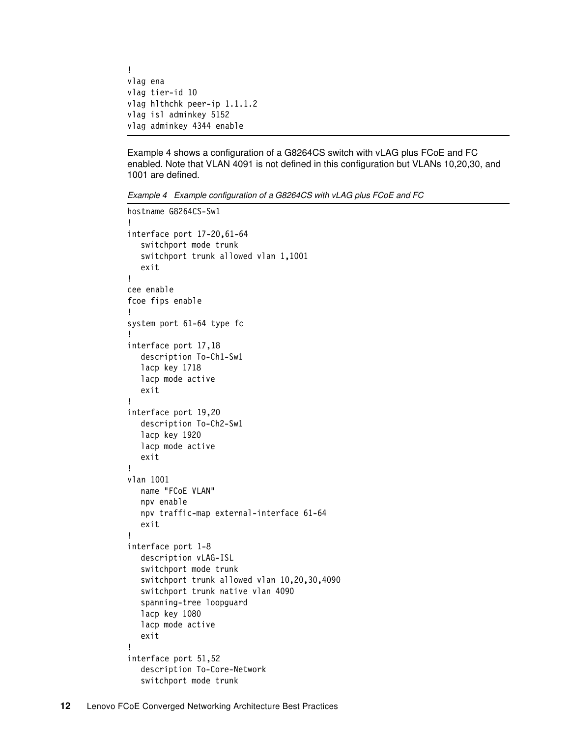```
!
vlag ena
vlag tier-id 10
vlag hlthchk peer-ip 1.1.1.2
vlag isl adminkey 5152
vlag adminkey 4344 enable
```

Example 4 shows a configuration of a G8264CS switch with vLAG plus FCoE and FC enabled. Note that VLAN 4091 is not defined in this configuration but VLANs 10,20,30, and 1001 are defined.

*Example 4 Example configuration of a G8264CS with vLAG plus FCoE and FC*

```
hostname G8264CS-Sw1
!
interface port 17-20,61-64
   switchport mode trunk
   switchport trunk allowed vlan 1,1001
   exit
!
cee enable
fcoe fips enable
!
system port 61-64 type fc
!
interface port 17,18
   description To-Ch1-Sw1
   lacp key 1718
   lacp mode active
   exit
!
interface port 19,20
   description To-Ch2-Sw1
   lacp key 1920
   lacp mode active
   exit
!
vlan 1001
   name "FCoE VLAN"
   npv enable
   npv traffic-map external-interface 61-64
   exit
!
interface port 1-8
   description vLAG-ISL
   switchport mode trunk
   switchport trunk allowed vlan 10,20,30,4090
   switchport trunk native vlan 4090
   spanning-tree loopguard
   lacp key 1080
   lacp mode active
   exit
!
interface port 51,52
   description To-Core-Network
   switchport mode trunk
```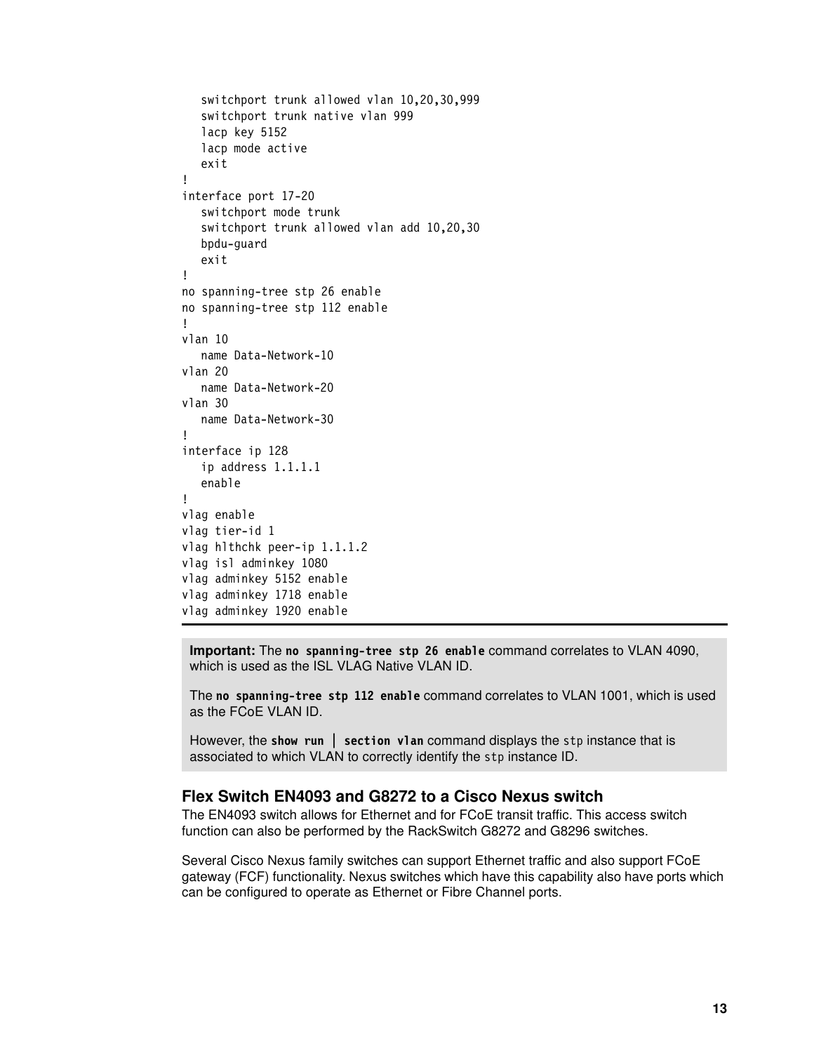```
   switchport trunk allowed vlan 10,20,30,999
   switchport trunk native vlan 999
   lacp key 5152
   lacp mode active
   exit
!
interface port 17-20
   switchport mode trunk
   switchport trunk allowed vlan add 10,20,30
   bpdu-guard
   exit
!
no spanning-tree stp 26 enable
no spanning-tree stp 112 enable
!
vlan 10
   name Data-Network-10
vlan 20
   name Data-Network-20
vlan 30
   name Data-Network-30
!
interface ip 128
   ip address 1.1.1.1
   enable
!
vlag enable
vlag tier-id 1
vlag hlthchk peer-ip 1.1.1.2
vlag isl adminkey 1080
vlag adminkey 5152 enable
vlag adminkey 1718 enable
vlag adminkey 1920 enable
```

> **Important:** The **`no spanning-tree stp 26 enable`** command correlates to VLAN 4090, which is used as the ISL VLAG Native VLAN ID.
>
> The **`no spanning-tree stp 112 enable`** command correlates to VLAN 1001, which is used as the FCoE VLAN ID.
>
> However, the **`show run | section vlan`** command displays the `stp` instance that is associated to which VLAN to correctly identify the `stp` instance ID.

### Flex Switch EN4093 and G8272 to a Cisco Nexus switch

The EN4093 switch allows for Ethernet and for FCoE transit traffic. This access switch function can also be performed by the RackSwitch G8272 and G8296 switches.

Several Cisco Nexus family switches can support Ethernet traffic and also support FCoE gateway (FCF) functionality. Nexus switches which have this capability also have ports which can be configured to operate as Ethernet or Fibre Channel ports.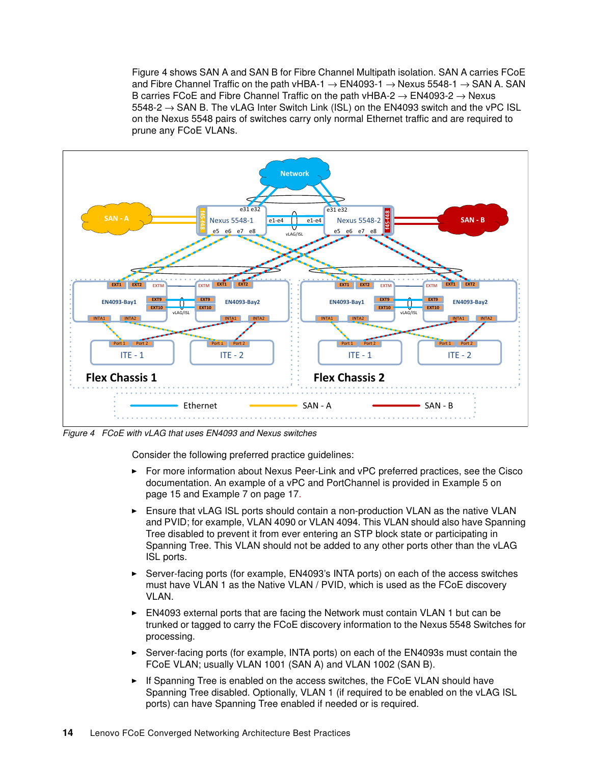Figure 4 shows SAN A and SAN B for Fibre Channel Multipath isolation. SAN A carries FCoE and Fibre Channel Traffic on the path vHBA-1 → EN4093-1 → Nexus 5548-1 → SAN A. SAN B carries FCoE and Fibre Channel Traffic on the path vHBA-2 → EN4093-2 → Nexus 5548-2 → SAN B. The vLAG Inter Switch Link (ISL) on the EN4093 switch and the vPC ISL on the Nexus 5548 pairs of switches carry only normal Ethernet traffic and are required to prune any FCoE VLANs.

*Figure 4 FCoE with vLAG that uses EN4093 and Nexus switches*

Consider the following preferred practice guidelines:

- For more information about Nexus Peer-Link and vPC preferred practices, see the Cisco documentation. An example of a vPC and PortChannel is provided in Example 5 on page 15 and Example 7 on page 17.
- Ensure that vLAG ISL ports should contain a non-production VLAN as the native VLAN and PVID; for example, VLAN 4090 or VLAN 4094. This VLAN should also have Spanning Tree disabled to prevent it from ever entering an STP block state or participating in Spanning Tree. This VLAN should not be added to any other ports other than the vLAG ISL ports.
- Server-facing ports (for example, EN4093's INTA ports) on each of the access switches must have VLAN 1 as the Native VLAN / PVID, which is used as the FCoE discovery VLAN.
- EN4093 external ports that are facing the Network must contain VLAN 1 but can be trunked or tagged to carry the FCoE discovery information to the Nexus 5548 Switches for processing.
- Server-facing ports (for example, INTA ports) on each of the EN4093s must contain the FCoE VLAN; usually VLAN 1001 (SAN A) and VLAN 1002 (SAN B).
- If Spanning Tree is enabled on the access switches, the FCoE VLAN should have Spanning Tree disabled. Optionally, VLAN 1 (if required to be enabled on the vLAG ISL ports) can have Spanning Tree enabled if needed or is required.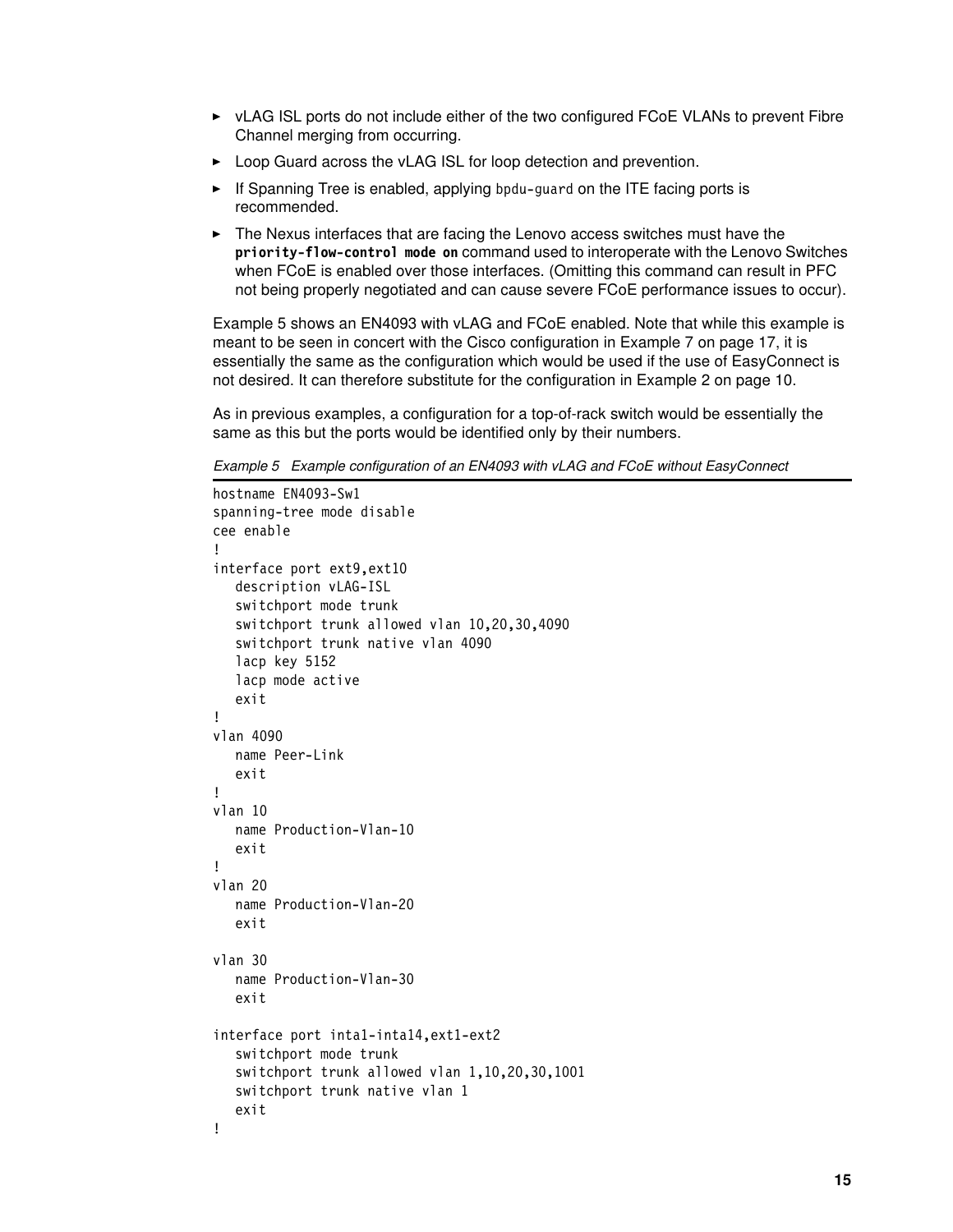- vLAG ISL ports do not include either of the two configured FCoE VLANs to prevent Fibre Channel merging from occurring.
- Loop Guard across the vLAG ISL for loop detection and prevention.
- If Spanning Tree is enabled, applying `bpdu-guard` on the ITE facing ports is recommended.
- The Nexus interfaces that are facing the Lenovo access switches must have the **`priority-flow-control mode on`** command used to interoperate with the Lenovo Switches when FCoE is enabled over those interfaces. (Omitting this command can result in PFC not being properly negotiated and can cause severe FCoE performance issues to occur).

Example 5 shows an EN4093 with vLAG and FCoE enabled. Note that while this example is meant to be seen in concert with the Cisco configuration in Example 7 on page 17, it is essentially the same as the configuration which would be used if the use of EasyConnect is not desired. It can therefore substitute for the configuration in Example 2 on page 10.

As in previous examples, a configuration for a top-of-rack switch would be essentially the same as this but the ports would be identified only by their numbers.

*Example 5 Example configuration of an EN4093 with vLAG and FCoE without EasyConnect*

```
hostname EN4093-Sw1
spanning-tree mode disable
cee enable
!
interface port ext9,ext10
   description vLAG-ISL
   switchport mode trunk
   switchport trunk allowed vlan 10,20,30,4090
   switchport trunk native vlan 4090
   lacp key 5152
   lacp mode active
   exit
!
vlan 4090
   name Peer-Link
   exit
!
vlan 10
   name Production-Vlan-10
   exit
!
vlan 20
   name Production-Vlan-20
   exit

vlan 30
   name Production-Vlan-30
   exit

interface port inta1-inta14,ext1-ext2
   switchport mode trunk
   switchport trunk allowed vlan 1,10,20,30,1001
   switchport trunk native vlan 1
   exit
!
```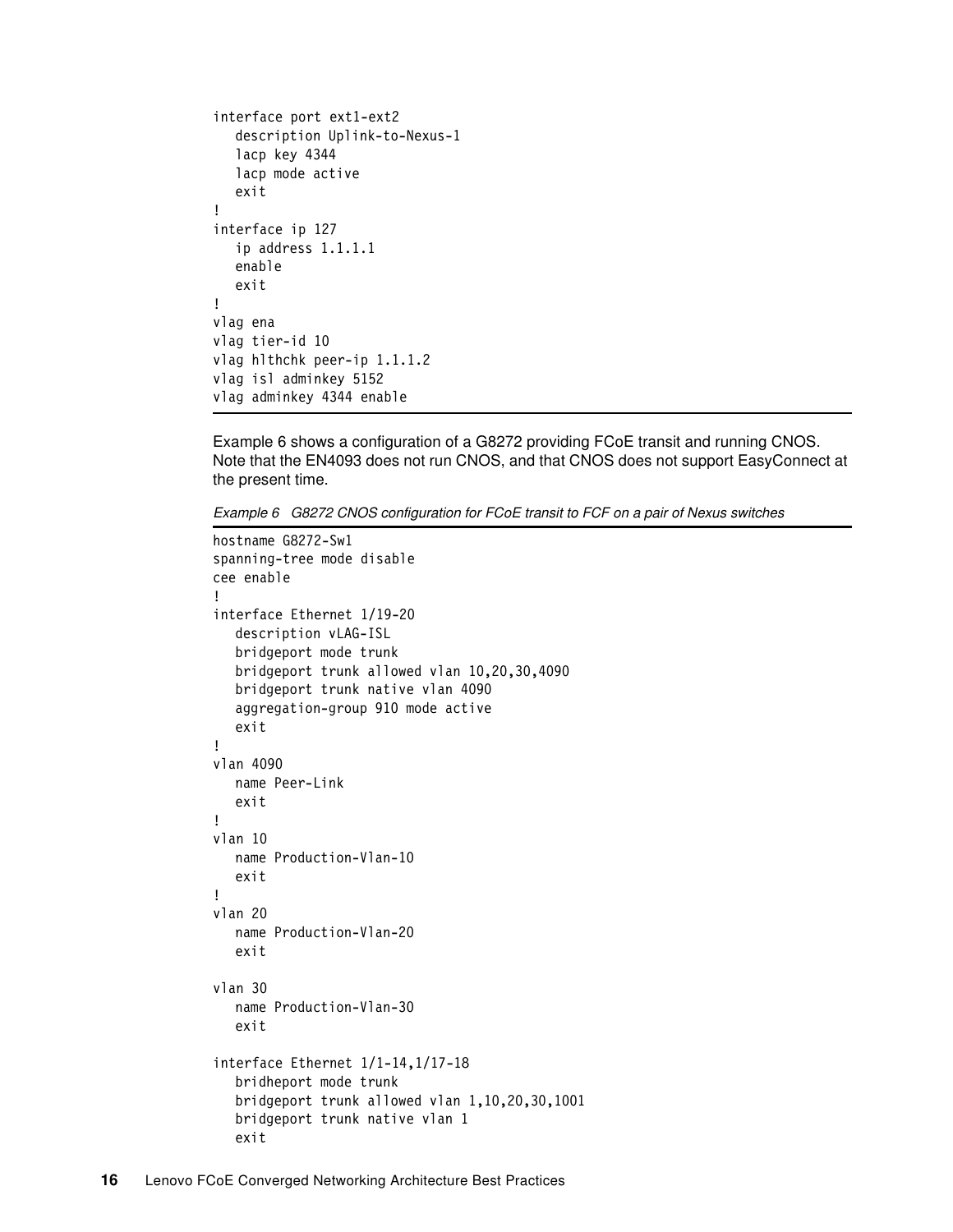```
interface port ext1-ext2
   description Uplink-to-Nexus-1
   lacp key 4344
   lacp mode active
   exit
!
interface ip 127
   ip address 1.1.1.1
   enable
   exit
!
vlag ena
vlag tier-id 10
vlag hlthchk peer-ip 1.1.1.2
vlag isl adminkey 5152
vlag adminkey 4344 enable
```

Example 6 shows a configuration of a G8272 providing FCoE transit and running CNOS. Note that the EN4093 does not run CNOS, and that CNOS does not support EasyConnect at the present time.

*Example 6 G8272 CNOS configuration for FCoE transit to FCF on a pair of Nexus switches*

```
hostname G8272-Sw1
spanning-tree mode disable
cee enable
!
interface Ethernet 1/19-20
   description vLAG-ISL
   bridgeport mode trunk
   bridgeport trunk allowed vlan 10,20,30,4090
   bridgeport trunk native vlan 4090
   aggregation-group 910 mode active
   exit
!
vlan 4090
   name Peer-Link
   exit
!
vlan 10
   name Production-Vlan-10
   exit
!
vlan 20
   name Production-Vlan-20
   exit

vlan 30
   name Production-Vlan-30
   exit

interface Ethernet 1/1-14,1/17-18
   bridheport mode trunk
   bridgeport trunk allowed vlan 1,10,20,30,1001
   bridgeport trunk native vlan 1
   exit
```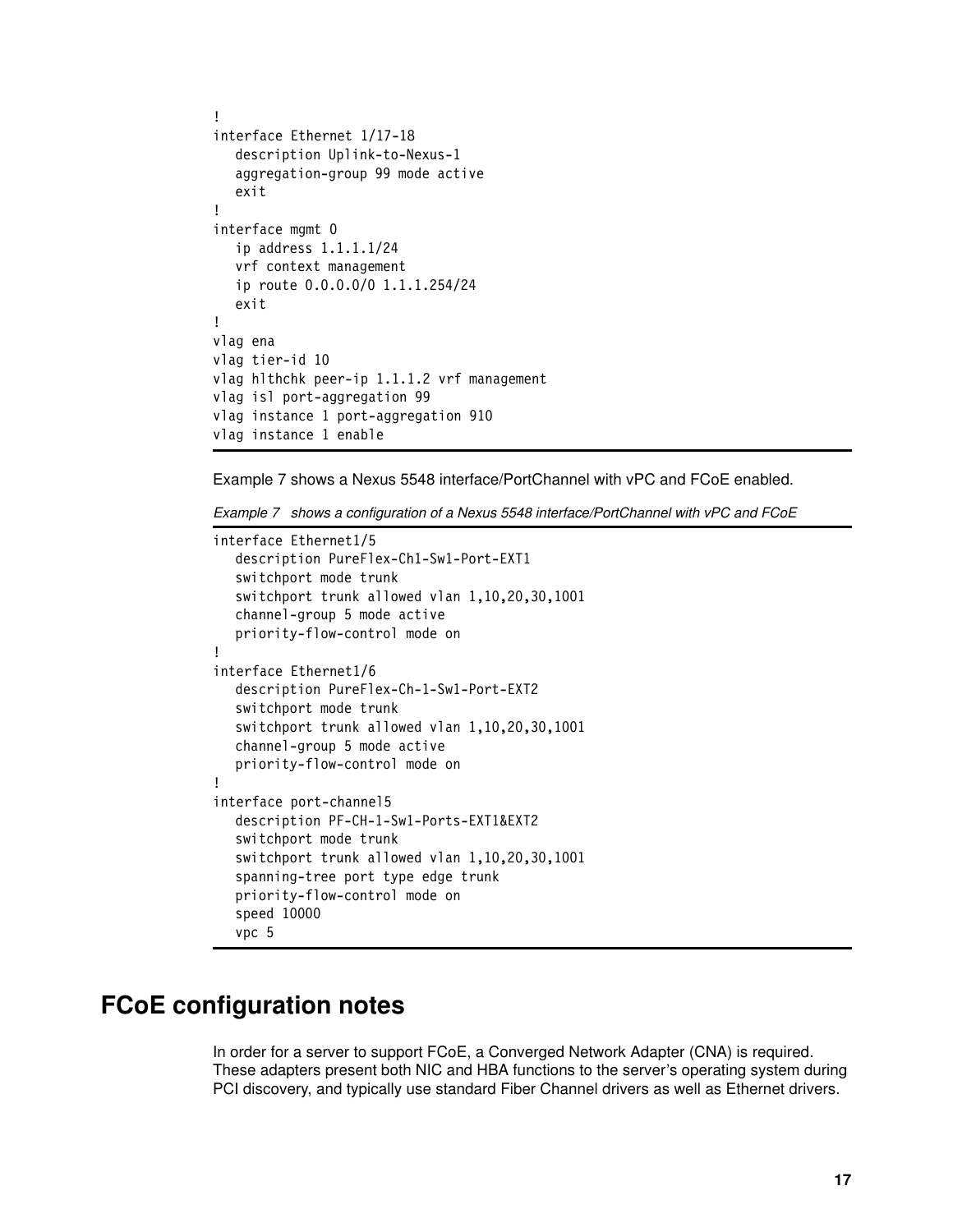```
!
interface Ethernet 1/17-18
   description Uplink-to-Nexus-1
   aggregation-group 99 mode active
   exit
!
interface mgmt 0
   ip address 1.1.1.1/24
   vrf context management
   ip route 0.0.0.0/0 1.1.1.254/24
   exit
!
vlag ena
vlag tier-id 10
vlag hlthchk peer-ip 1.1.1.2 vrf management
vlag isl port-aggregation 99
vlag instance 1 port-aggregation 910
vlag instance 1 enable
```

Example 7 shows a Nexus 5548 interface/PortChannel with vPC and FCoE enabled.

*Example 7 shows a configuration of a Nexus 5548 interface/PortChannel with vPC and FCoE*

```
interface Ethernet1/5
   description PureFlex-Ch1-Sw1-Port-EXT1
   switchport mode trunk
   switchport trunk allowed vlan 1,10,20,30,1001
   channel-group 5 mode active
   priority-flow-control mode on
!
interface Ethernet1/6
   description PureFlex-Ch-1-Sw1-Port-EXT2
   switchport mode trunk
   switchport trunk allowed vlan 1,10,20,30,1001
   channel-group 5 mode active
   priority-flow-control mode on
!
interface port-channel5
   description PF-CH-1-Sw1-Ports-EXT1&EXT2
   switchport mode trunk
   switchport trunk allowed vlan 1,10,20,30,1001
   spanning-tree port type edge trunk
   priority-flow-control mode on
   speed 10000
   vpc 5
```

# FCoE configuration notes

In order for a server to support FCoE, a Converged Network Adapter (CNA) is required. These adapters present both NIC and HBA functions to the server's operating system during PCI discovery, and typically use standard Fiber Channel drivers as well as Ethernet drivers.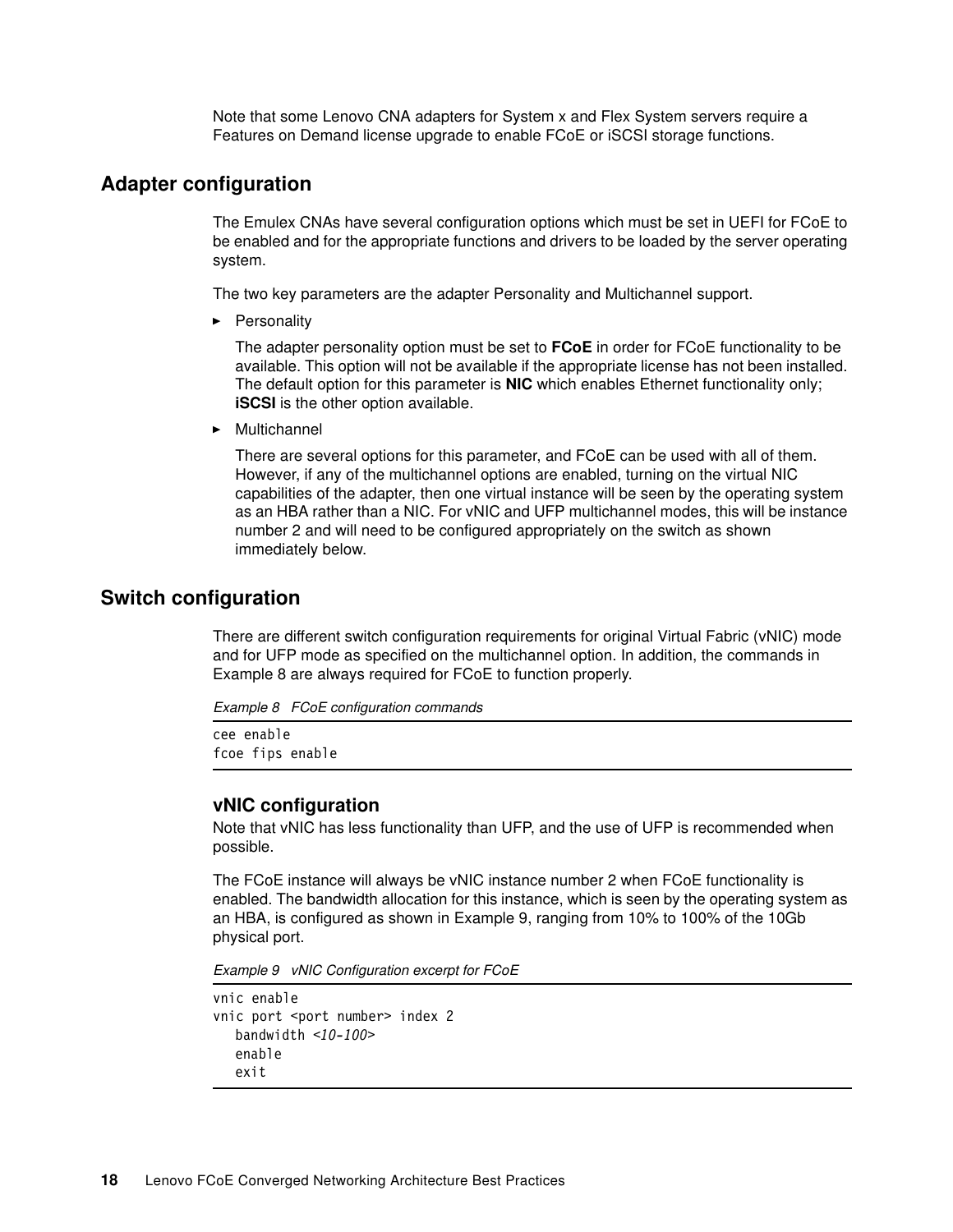Note that some Lenovo CNA adapters for System x and Flex System servers require a Features on Demand license upgrade to enable FCoE or iSCSI storage functions.

## Adapter configuration

The Emulex CNAs have several configuration options which must be set in UEFI for FCoE to be enabled and for the appropriate functions and drivers to be loaded by the server operating system.

The two key parameters are the adapter Personality and Multichannel support.

- Personality

  The adapter personality option must be set to **FCoE** in order for FCoE functionality to be available. This option will not be available if the appropriate license has not been installed. The default option for this parameter is **NIC** which enables Ethernet functionality only; **iSCSI** is the other option available.

- Multichannel

  There are several options for this parameter, and FCoE can be used with all of them. However, if any of the multichannel options are enabled, turning on the virtual NIC capabilities of the adapter, then one virtual instance will be seen by the operating system as an HBA rather than a NIC. For vNIC and UFP multichannel modes, this will be instance number 2 and will need to be configured appropriately on the switch as shown immediately below.

## Switch configuration

There are different switch configuration requirements for original Virtual Fabric (vNIC) mode and for UFP mode as specified on the multichannel option. In addition, the commands in Example 8 are always required for FCoE to function properly.

*Example 8 FCoE configuration commands*

```
cee enable
fcoe fips enable
```

### vNIC configuration

Note that vNIC has less functionality than UFP, and the use of UFP is recommended when possible.

The FCoE instance will always be vNIC instance number 2 when FCoE functionality is enabled. The bandwidth allocation for this instance, which is seen by the operating system as an HBA, is configured as shown in Example 9, ranging from 10% to 100% of the 10Gb physical port.

*Example 9 vNIC Configuration excerpt for FCoE*

```
vnic enable
vnic port <port number> index 2
   bandwidth <10-100>
   enable
   exit
```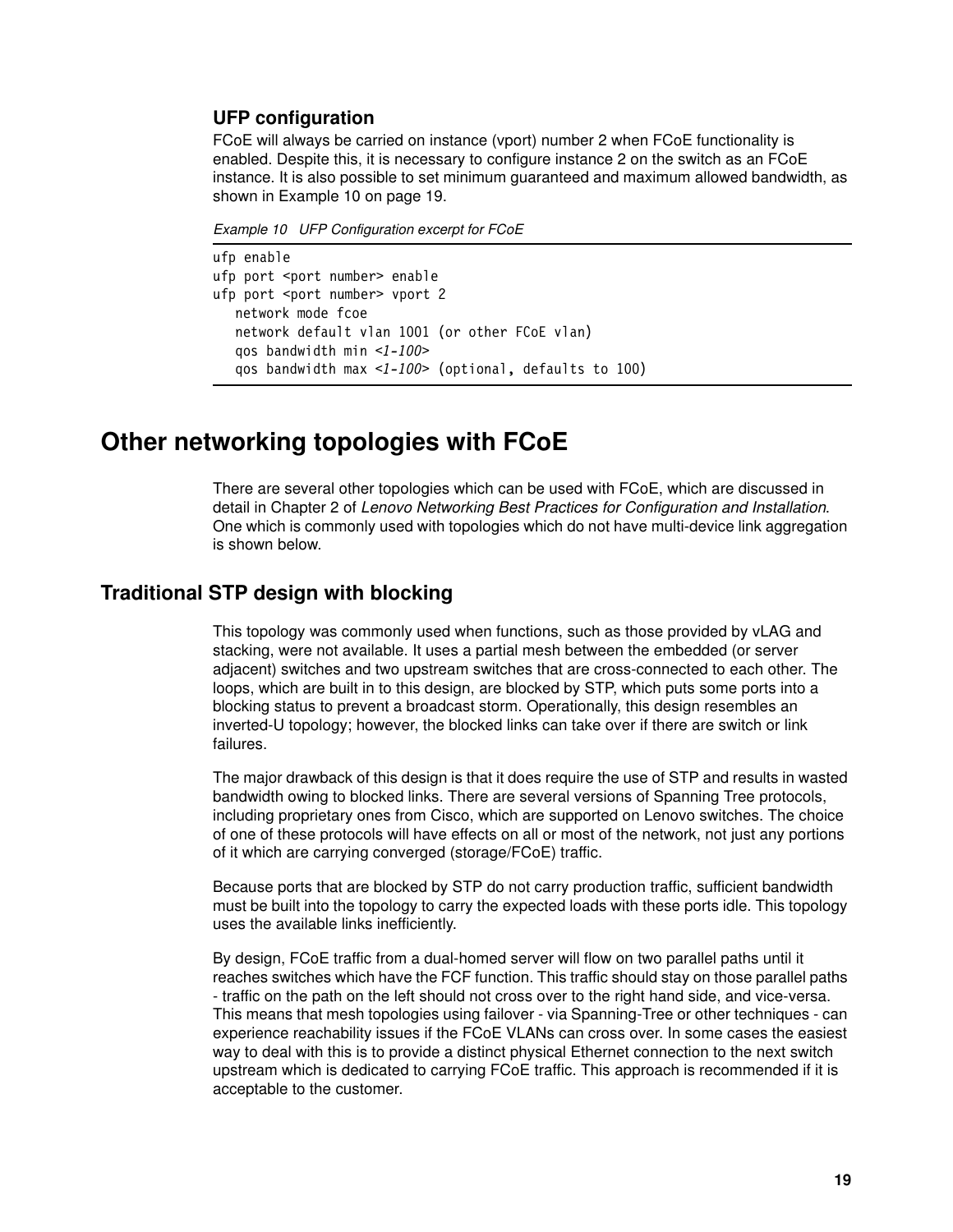### UFP configuration

FCoE will always be carried on instance (vport) number 2 when FCoE functionality is enabled. Despite this, it is necessary to configure instance 2 on the switch as an FCoE instance. It is also possible to set minimum guaranteed and maximum allowed bandwidth, as shown in Example 10 on page 19.

*Example 10 UFP Configuration excerpt for FCoE*

```
ufp enable
ufp port <port number> enable
ufp port <port number> vport 2
   network mode fcoe
   network default vlan 1001 (or other FCoE vlan)
   qos bandwidth min <1-100>
   qos bandwidth max <1-100> (optional, defaults to 100)
```

# Other networking topologies with FCoE

There are several other topologies which can be used with FCoE, which are discussed in detail in Chapter 2 of *Lenovo Networking Best Practices for Configuration and Installation*. One which is commonly used with topologies which do not have multi-device link aggregation is shown below.

## Traditional STP design with blocking

This topology was commonly used when functions, such as those provided by vLAG and stacking, were not available. It uses a partial mesh between the embedded (or server adjacent) switches and two upstream switches that are cross-connected to each other. The loops, which are built in to this design, are blocked by STP, which puts some ports into a blocking status to prevent a broadcast storm. Operationally, this design resembles an inverted-U topology; however, the blocked links can take over if there are switch or link failures.

The major drawback of this design is that it does require the use of STP and results in wasted bandwidth owing to blocked links. There are several versions of Spanning Tree protocols, including proprietary ones from Cisco, which are supported on Lenovo switches. The choice of one of these protocols will have effects on all or most of the network, not just any portions of it which are carrying converged (storage/FCoE) traffic.

Because ports that are blocked by STP do not carry production traffic, sufficient bandwidth must be built into the topology to carry the expected loads with these ports idle. This topology uses the available links inefficiently.

By design, FCoE traffic from a dual-homed server will flow on two parallel paths until it reaches switches which have the FCF function. This traffic should stay on those parallel paths - traffic on the path on the left should not cross over to the right hand side, and vice-versa. This means that mesh topologies using failover - via Spanning-Tree or other techniques - can experience reachability issues if the FCoE VLANs can cross over. In some cases the easiest way to deal with this is to provide a distinct physical Ethernet connection to the next switch upstream which is dedicated to carrying FCoE traffic. This approach is recommended if it is acceptable to the customer.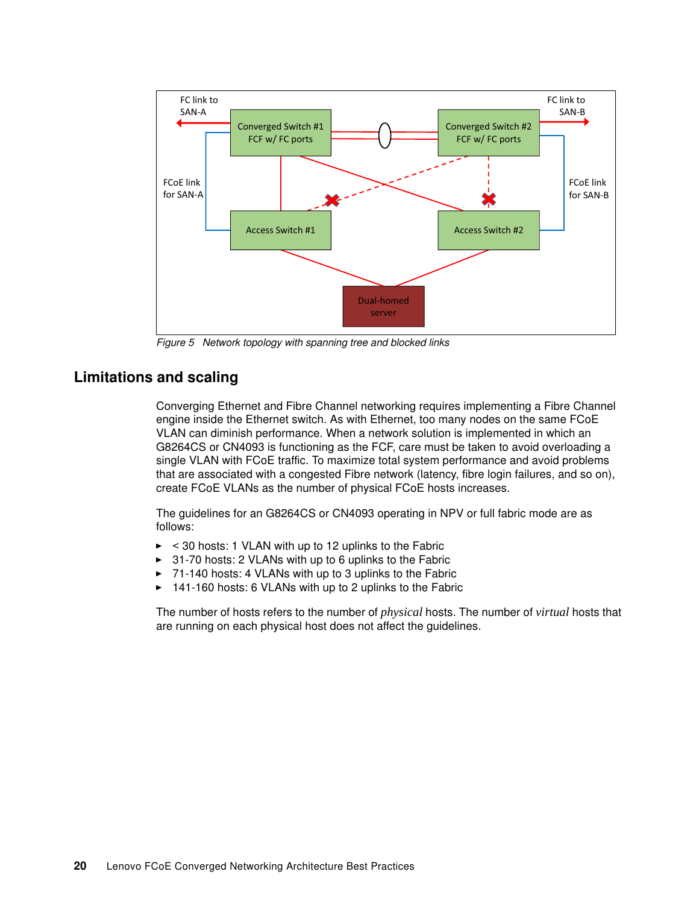Figure 5 Network topology with spanning tree and blocked links

## Limitations and scaling

Converging Ethernet and Fibre Channel networking requires implementing a Fibre Channel engine inside the Ethernet switch. As with Ethernet, too many nodes on the same FCoE VLAN can diminish performance. When a network solution is implemented in which an G8264CS or CN4093 is functioning as the FCF, care must be taken to avoid overloading a single VLAN with FCoE traffic. To maximize total system performance and avoid problems that are associated with a congested Fibre network (latency, fibre login failures, and so on), create FCoE VLANs as the number of physical FCoE hosts increases.

The guidelines for an G8264CS or CN4093 operating in NPV or full fabric mode are as follows:

- < 30 hosts: 1 VLAN with up to 12 uplinks to the Fabric
- 31-70 hosts: 2 VLANs with up to 6 uplinks to the Fabric
- 71-140 hosts: 4 VLANs with up to 3 uplinks to the Fabric
- 141-160 hosts: 6 VLANs with up to 2 uplinks to the Fabric

The number of hosts refers to the number of *physical* hosts. The number of *virtual* hosts that are running on each physical host does not affect the guidelines.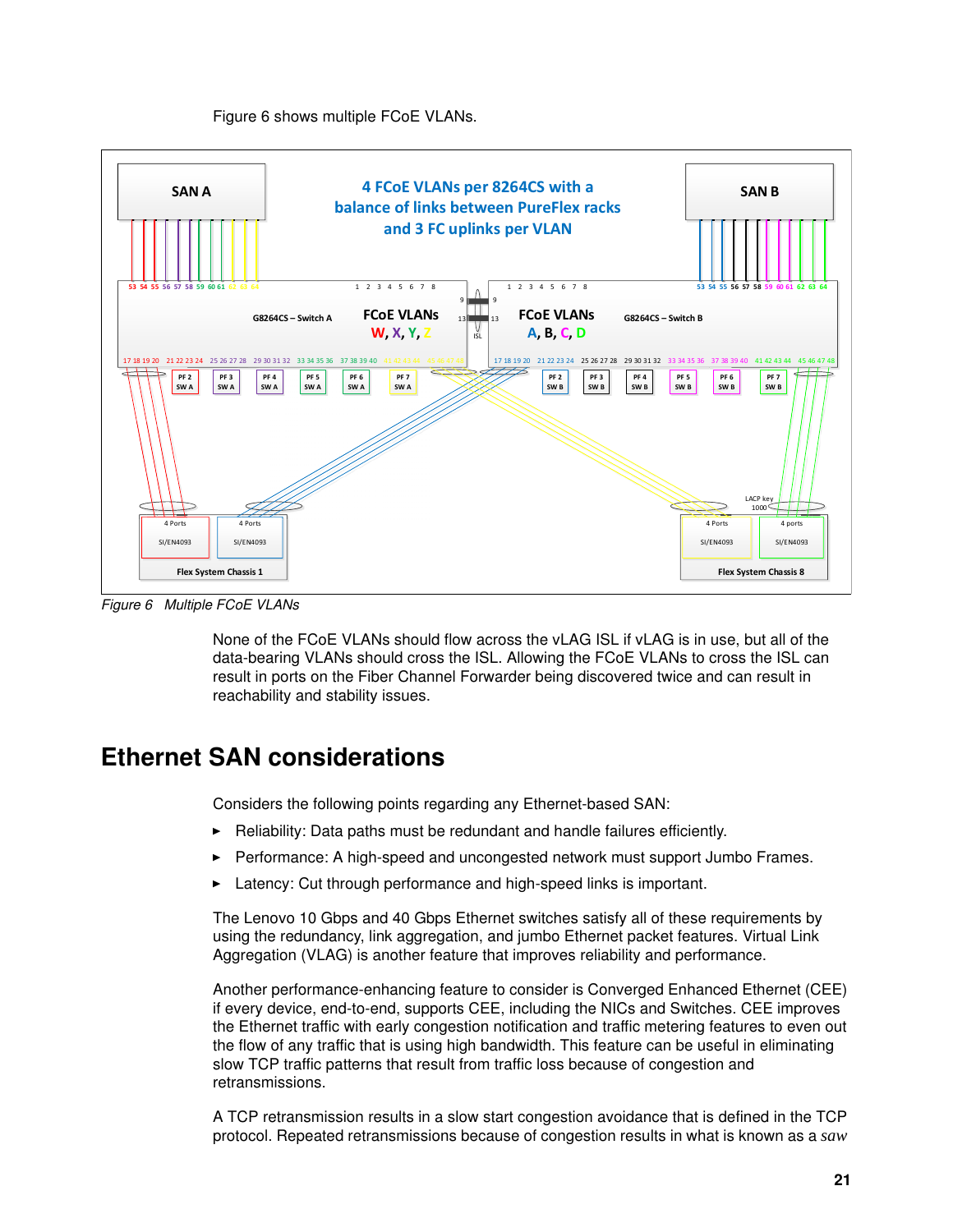Figure 6 shows multiple FCoE VLANs.

Figure 6   Multiple FCoE VLANs

None of the FCoE VLANs should flow across the vLAG ISL if vLAG is in use, but all of the data-bearing VLANs should cross the ISL. Allowing the FCoE VLANs to cross the ISL can result in ports on the Fiber Channel Forwarder being discovered twice and can result in reachability and stability issues.

# Ethernet SAN considerations

Considers the following points regarding any Ethernet-based SAN:

- Reliability: Data paths must be redundant and handle failures efficiently.
- Performance: A high-speed and uncongested network must support Jumbo Frames.
- Latency: Cut through performance and high-speed links is important.

The Lenovo 10 Gbps and 40 Gbps Ethernet switches satisfy all of these requirements by using the redundancy, link aggregation, and jumbo Ethernet packet features. Virtual Link Aggregation (VLAG) is another feature that improves reliability and performance.

Another performance-enhancing feature to consider is Converged Enhanced Ethernet (CEE) if every device, end-to-end, supports CEE, including the NICs and Switches. CEE improves the Ethernet traffic with early congestion notification and traffic metering features to even out the flow of any traffic that is using high bandwidth. This feature can be useful in eliminating slow TCP traffic patterns that result from traffic loss because of congestion and retransmissions.

A TCP retransmission results in a slow start congestion avoidance that is defined in the TCP protocol. Repeated retransmissions because of congestion results in what is known as a *saw*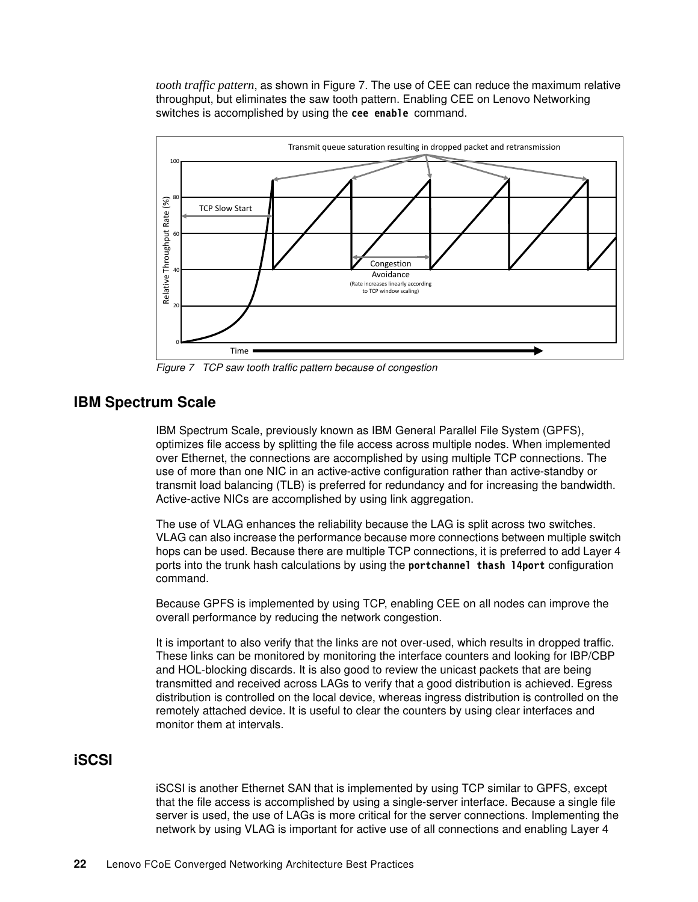*tooth traffic pattern*, as shown in Figure 7. The use of CEE can reduce the maximum relative throughput, but eliminates the saw tooth pattern. Enabling CEE on Lenovo Networking switches is accomplished by using the **`cee enable`** command.

*Figure 7 TCP saw tooth traffic pattern because of congestion*

## IBM Spectrum Scale

IBM Spectrum Scale, previously known as IBM General Parallel File System (GPFS), optimizes file access by splitting the file access across multiple nodes. When implemented over Ethernet, the connections are accomplished by using multiple TCP connections. The use of more than one NIC in an active-active configuration rather than active-standby or transmit load balancing (TLB) is preferred for redundancy and for increasing the bandwidth. Active-active NICs are accomplished by using link aggregation.

The use of VLAG enhances the reliability because the LAG is split across two switches. VLAG can also increase the performance because more connections between multiple switch hops can be used. Because there are multiple TCP connections, it is preferred to add Layer 4 ports into the trunk hash calculations by using the **`portchannel thash l4port`** configuration command.

Because GPFS is implemented by using TCP, enabling CEE on all nodes can improve the overall performance by reducing the network congestion.

It is important to also verify that the links are not over-used, which results in dropped traffic. These links can be monitored by monitoring the interface counters and looking for IBP/CBP and HOL-blocking discards. It is also good to review the unicast packets that are being transmitted and received across LAGs to verify that a good distribution is achieved. Egress distribution is controlled on the local device, whereas ingress distribution is controlled on the remotely attached device. It is useful to clear the counters by using clear interfaces and monitor them at intervals.

## iSCSI

iSCSI is another Ethernet SAN that is implemented by using TCP similar to GPFS, except that the file access is accomplished by using a single-server interface. Because a single file server is used, the use of LAGs is more critical for the server connections. Implementing the network by using VLAG is important for active use of all connections and enabling Layer 4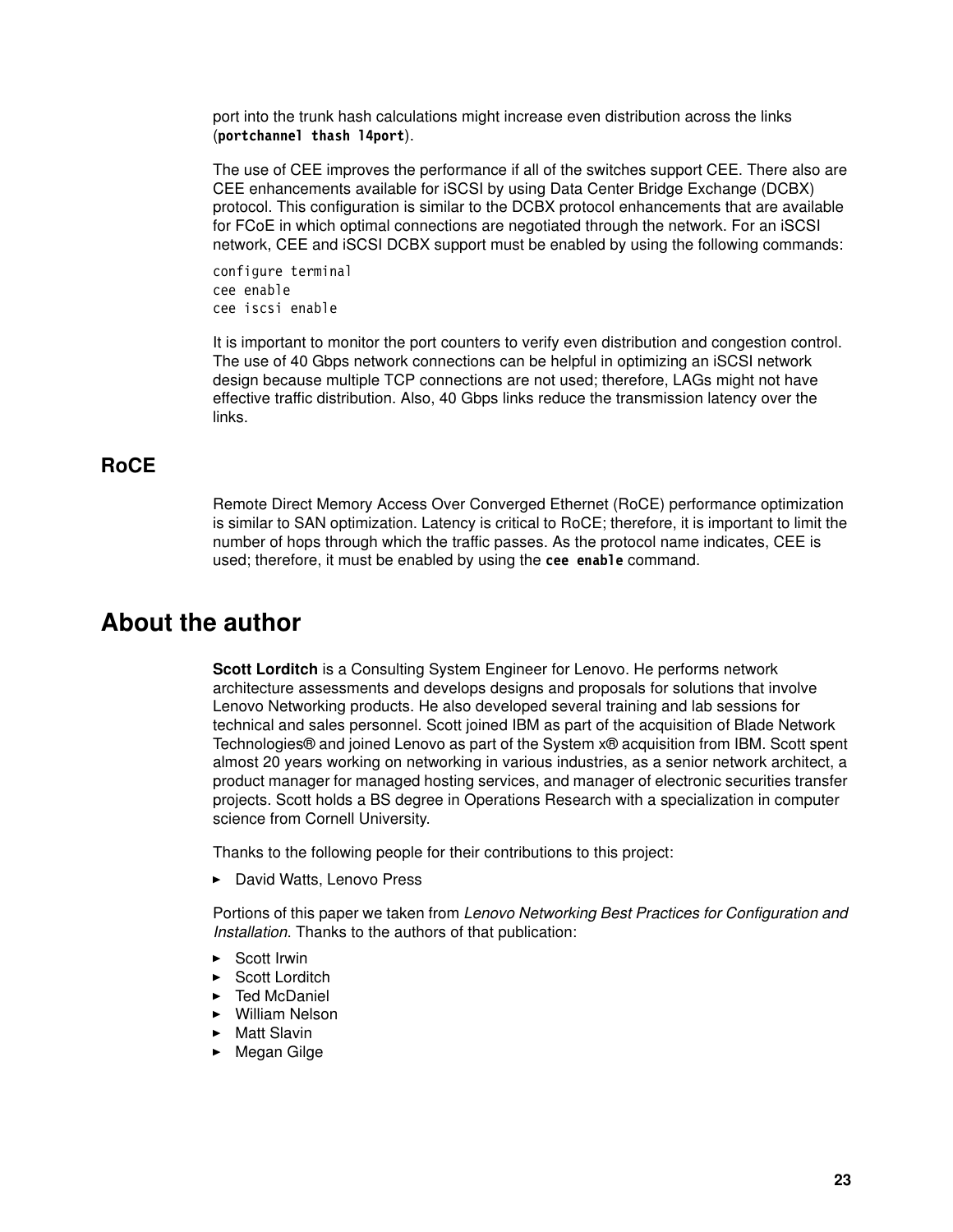port into the trunk hash calculations might increase even distribution across the links (**portchannel thash l4port**).

The use of CEE improves the performance if all of the switches support CEE. There also are CEE enhancements available for iSCSI by using Data Center Bridge Exchange (DCBX) protocol. This configuration is similar to the DCBX protocol enhancements that are available for FCoE in which optimal connections are negotiated through the network. For an iSCSI network, CEE and iSCSI DCBX support must be enabled by using the following commands:

```
configure terminal
cee enable
cee iscsi enable
```

It is important to monitor the port counters to verify even distribution and congestion control. The use of 40 Gbps network connections can be helpful in optimizing an iSCSI network design because multiple TCP connections are not used; therefore, LAGs might not have effective traffic distribution. Also, 40 Gbps links reduce the transmission latency over the links.

## RoCE

Remote Direct Memory Access Over Converged Ethernet (RoCE) performance optimization is similar to SAN optimization. Latency is critical to RoCE; therefore, it is important to limit the number of hops through which the traffic passes. As the protocol name indicates, CEE is used; therefore, it must be enabled by using the **cee enable** command.

# About the author

**Scott Lorditch** is a Consulting System Engineer for Lenovo. He performs network architecture assessments and develops designs and proposals for solutions that involve Lenovo Networking products. He also developed several training and lab sessions for technical and sales personnel. Scott joined IBM as part of the acquisition of Blade Network Technologies® and joined Lenovo as part of the System x® acquisition from IBM. Scott spent almost 20 years working on networking in various industries, as a senior network architect, a product manager for managed hosting services, and manager of electronic securities transfer projects. Scott holds a BS degree in Operations Research with a specialization in computer science from Cornell University.

Thanks to the following people for their contributions to this project:

- David Watts, Lenovo Press

Portions of this paper we taken from *Lenovo Networking Best Practices for Configuration and Installation*. Thanks to the authors of that publication:

- Scott Irwin
- Scott Lorditch
- Ted McDaniel
- William Nelson
- Matt Slavin
- Megan Gilge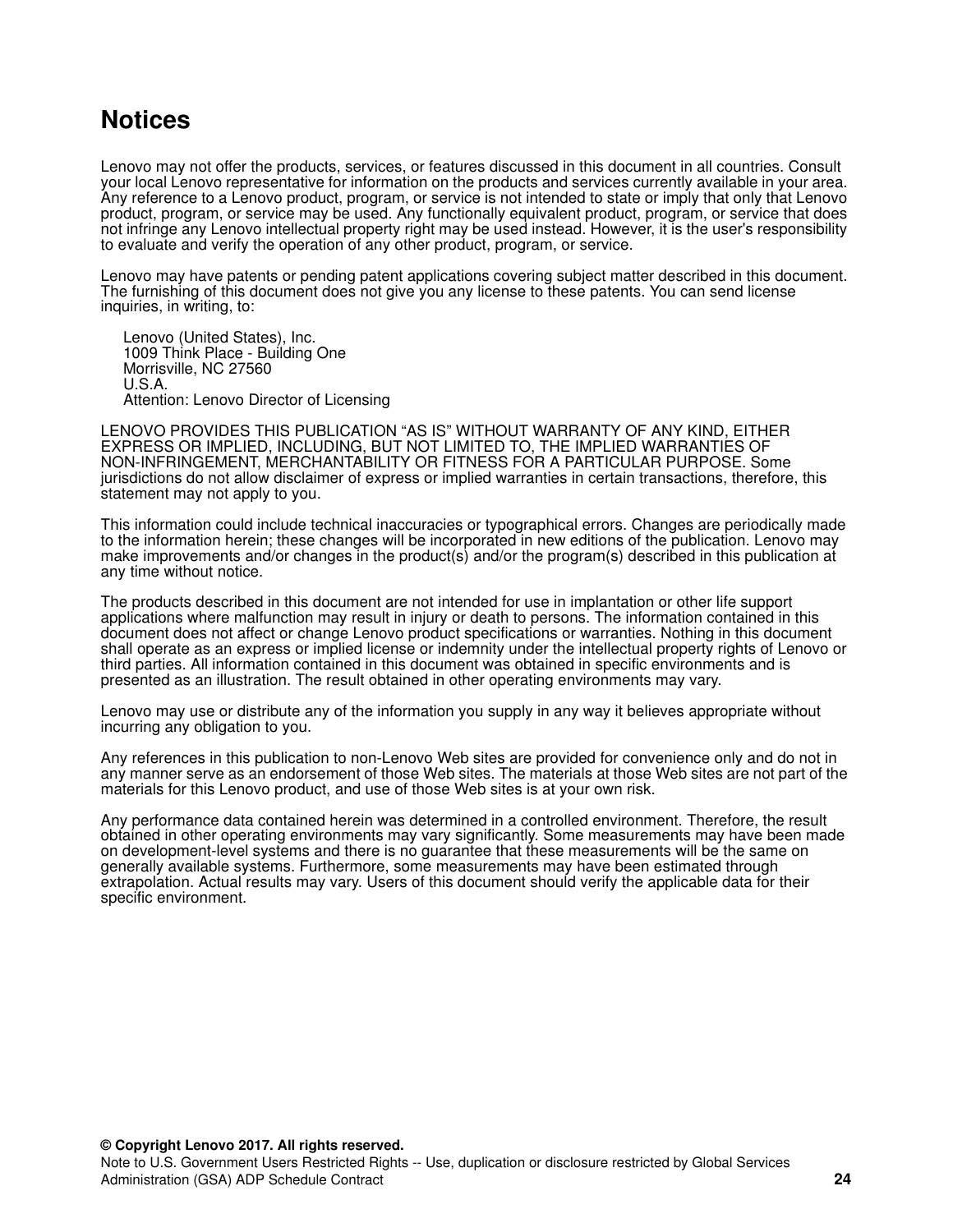# Notices

Lenovo may not offer the products, services, or features discussed in this document in all countries. Consult your local Lenovo representative for information on the products and services currently available in your area. Any reference to a Lenovo product, program, or service is not intended to state or imply that only that Lenovo product, program, or service may be used. Any functionally equivalent product, program, or service that does not infringe any Lenovo intellectual property right may be used instead. However, it is the user's responsibility to evaluate and verify the operation of any other product, program, or service.

Lenovo may have patents or pending patent applications covering subject matter described in this document. The furnishing of this document does not give you any license to these patents. You can send license inquiries, in writing, to:

Lenovo (United States), Inc.
1009 Think Place - Building One
Morrisville, NC 27560
U.S.A.
Attention: Lenovo Director of Licensing

LENOVO PROVIDES THIS PUBLICATION "AS IS" WITHOUT WARRANTY OF ANY KIND, EITHER EXPRESS OR IMPLIED, INCLUDING, BUT NOT LIMITED TO, THE IMPLIED WARRANTIES OF NON-INFRINGEMENT, MERCHANTABILITY OR FITNESS FOR A PARTICULAR PURPOSE. Some jurisdictions do not allow disclaimer of express or implied warranties in certain transactions, therefore, this statement may not apply to you.

This information could include technical inaccuracies or typographical errors. Changes are periodically made to the information herein; these changes will be incorporated in new editions of the publication. Lenovo may make improvements and/or changes in the product(s) and/or the program(s) described in this publication at any time without notice.

The products described in this document are not intended for use in implantation or other life support applications where malfunction may result in injury or death to persons. The information contained in this document does not affect or change Lenovo product specifications or warranties. Nothing in this document shall operate as an express or implied license or indemnity under the intellectual property rights of Lenovo or third parties. All information contained in this document was obtained in specific environments and is presented as an illustration. The result obtained in other operating environments may vary.

Lenovo may use or distribute any of the information you supply in any way it believes appropriate without incurring any obligation to you.

Any references in this publication to non-Lenovo Web sites are provided for convenience only and do not in any manner serve as an endorsement of those Web sites. The materials at those Web sites are not part of the materials for this Lenovo product, and use of those Web sites is at your own risk.

Any performance data contained herein was determined in a controlled environment. Therefore, the result obtained in other operating environments may vary significantly. Some measurements may have been made on development-level systems and there is no guarantee that these measurements will be the same on generally available systems. Furthermore, some measurements may have been estimated through extrapolation. Actual results may vary. Users of this document should verify the applicable data for their specific environment.

**© Copyright Lenovo 2017. All rights reserved.**
Note to U.S. Government Users Restricted Rights -- Use, duplication or disclosure restricted by Global Services Administration (GSA) ADP Schedule Contract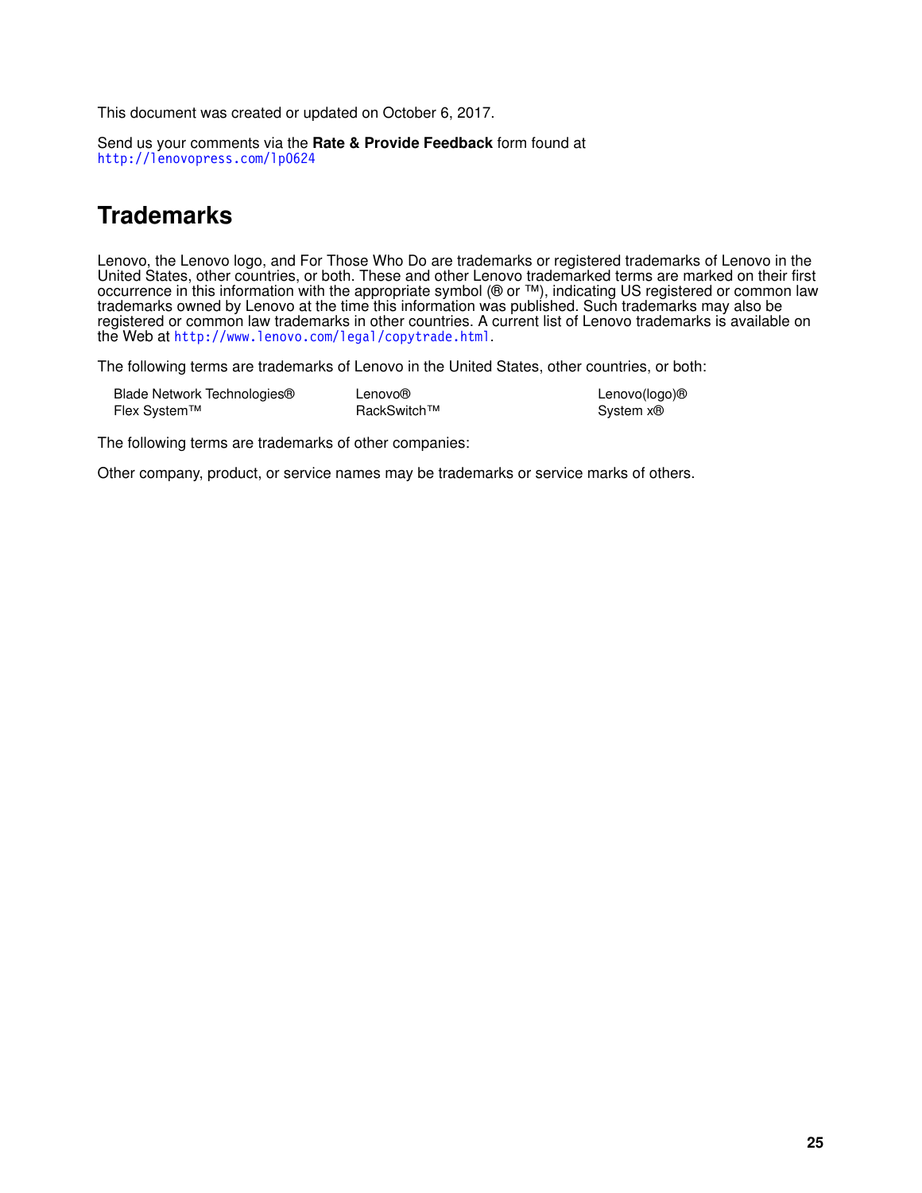This document was created or updated on October 6, 2017.

Send us your comments via the **Rate & Provide Feedback** form found at
http://lenovopress.com/lp0624

## Trademarks

Lenovo, the Lenovo logo, and For Those Who Do are trademarks or registered trademarks of Lenovo in the United States, other countries, or both. These and other Lenovo trademarked terms are marked on their first occurrence in this information with the appropriate symbol (® or ™), indicating US registered or common law trademarks owned by Lenovo at the time this information was published. Such trademarks may also be registered or common law trademarks in other countries. A current list of Lenovo trademarks is available on the Web at http://www.lenovo.com/legal/copytrade.html.

The following terms are trademarks of Lenovo in the United States, other countries, or both:

| | | |
|---|---|---|
| Blade Network Technologies® | Lenovo® | Lenovo(logo)® |
| Flex System™ | RackSwitch™ | System x® |

The following terms are trademarks of other companies:

Other company, product, or service names may be trademarks or service marks of others.